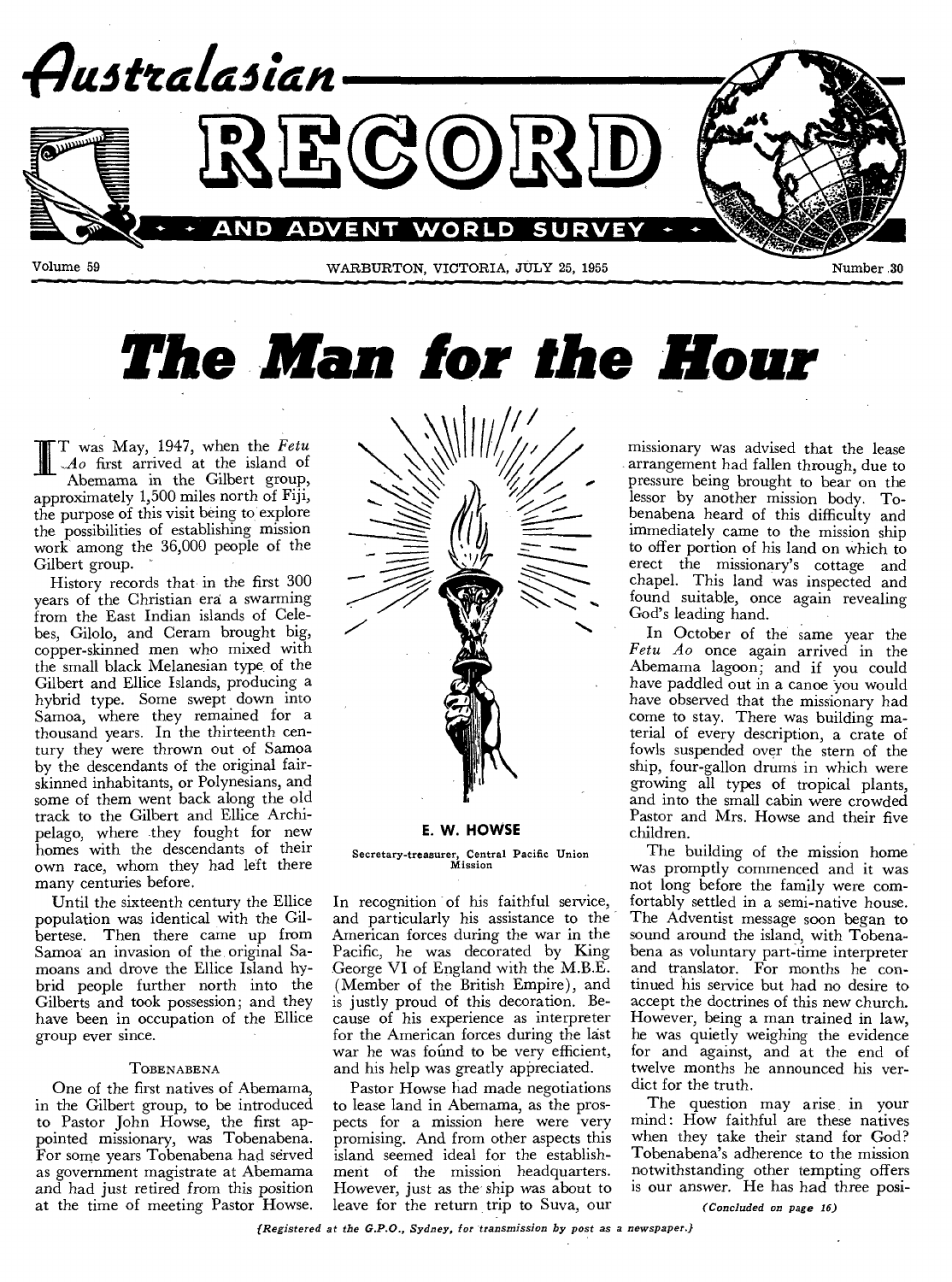# Australasian RECORD AND ADVENT WORLD SURVEY

Volume 59 — WARBURTON, VICTORIA, JULY 25, 1955 — Number 30

# The Man for the Hour

**E. W. HOWSE**

Secretary-treasurer, Central Pacific Union Mission

IT was May, 1947, when the *Fetu Ao* first arrived at the island of Abemama in the Gilbert group, approximately 1,500 miles north of Fiji, the purpose of this visit being to explore the possibilities of establishing mission work among the 36,000 people of the Gilbert group.

History records that in the first 300 years of the Christian era a swarming from the East Indian islands of Celebes, Gilolo, and Ceram brought big, copper-skinned men who mixed with the small black Melanesian type of the Gilbert and Ellice Islands, producing a hybrid type. Some swept down into Samoa, where they remained for a thousand years. In the thirteenth century they were thrown out of Samoa by the descendants of the original fair-skinned inhabitants, or Polynesians, and some of them went back along the old track to the Gilbert and Ellice Archipelago, where they fought for new homes with the descendants of their own race, whom they had left there many centuries before.

Until the sixteenth century the Ellice population was identical with the Gilbertese. Then there came up from Samoa an invasion of the original Samoans and drove the Ellice Island hybrid people further north into the Gilberts and took possession; and they have been in occupation of the Ellice group ever since.

### TOBENABENA

One of the first natives of Abemama, in the Gilbert group, to be introduced to Pastor John Howse, the first appointed missionary, was Tobenabena. For some years Tobenabena had served as government magistrate at Abemama and had just retired from this position at the time of meeting Pastor Howse. In recognition of his faithful service, and particularly his assistance to the American forces during the war in the Pacific, he was decorated by King George VI of England with the M.B.E. (Member of the British Empire), and is justly proud of this decoration. Because of his experience as interpreter for the American forces during the last war he was found to be very efficient, and his help was greatly appreciated.

Pastor Howse had made negotiations to lease land in Abemama, as the prospects for a mission here were very promising. And from other aspects this island seemed ideal for the establishment of the mission headquarters. However, just as the ship was about to leave for the return trip to Suva, our missionary was advised that the lease arrangement had fallen through, due to pressure being brought to bear on the lessor by another mission body. Tobenabena heard of this difficulty and immediately came to the mission ship to offer portion of his land on which to erect the missionary's cottage and chapel. This land was inspected and found suitable, once again revealing God's leading hand.

In October of the same year the *Fetu Ao* once again arrived in the Abemama lagoon; and if you could have paddled out in a canoe you would have observed that the missionary had come to stay. There was building material of every description, a crate of fowls suspended over the stern of the ship, four-gallon drums in which were growing all types of tropical plants, and into the small cabin were crowded Pastor and Mrs. Howse and their five children.

The building of the mission home was promptly commenced and it was not long before the family were comfortably settled in a semi-native house. The Adventist message soon began to sound around the island, with Tobenabena as voluntary part-time interpreter and translator. For months he continued his service but had no desire to accept the doctrines of this new church. However, being a man trained in law, he was quietly weighing the evidence for and against, and at the end of twelve months he announced his verdict for the truth.

The question may arise in your mind: How faithful are these natives when they take their stand for God? Tobenabena's adherence to the mission notwithstanding other tempting offers is our answer. He has had three posi-

*(Concluded on page 16)*

{Registered at the G.P.O., Sydney, for transmission by post as a newspaper.}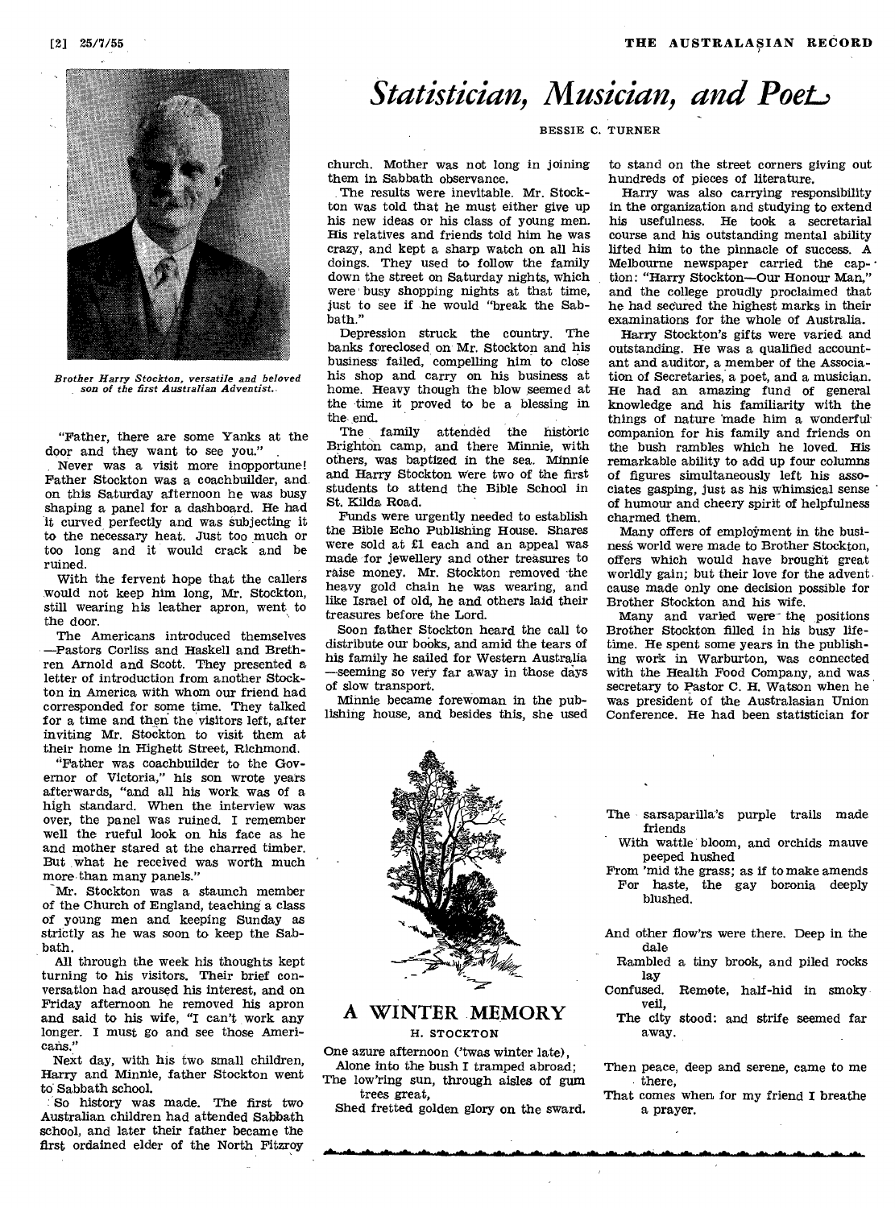# *Statistician, Musician, and Poet*

BESSIE C. TURNER

*Brother Harry Stockton, versatile and beloved son of the first Australian Adventist.*

"Father, there are some Yanks at the door and they want to see you."

Never was a visit more inopportune! Father Stockton was a coachbuilder, and on this Saturday afternoon he was busy shaping a panel for a dashboard. He had it curved perfectly and was subjecting it to the necessary heat. Just too much or too long and it would crack and be ruined.

With the fervent hope that the callers would not keep him long, Mr. Stockton, still wearing his leather apron, went to the door.

The Americans introduced themselves—Pastors Corliss and Haskell and Brethren Arnold and Scott. They presented a letter of introduction from another Stockton in America with whom our friend had corresponded for some time. They talked for a time and then the visitors left, after inviting Mr. Stockton to visit them at their home in Highett Street, Richmond.

"Father was coachbuilder to the Governor of Victoria," his son wrote years afterwards, "and all his work was of a high standard. When the interview was over, the panel was ruined. I remember well the rueful look on his face as he and mother stared at the charred timber. But what he received was worth much more than many panels."

Mr. Stockton was a staunch member of the Church of England, teaching a class of young men and keeping Sunday as strictly as he was soon to keep the Sabbath.

All through the week his thoughts kept turning to his visitors. Their brief conversation had aroused his interest, and on Friday afternoon he removed his apron and said to his wife, "I can't work any longer. I must go and see those Americans."

Next day, with his two small children, Harry and Minnie, father Stockton went to Sabbath school.

So history was made. The first two Australian children had attended Sabbath school, and later their father became the first ordained elder of the North Fitzroy church. Mother was not long in joining them in Sabbath observance.

The results were inevitable. Mr. Stockton was told that he must either give up his new ideas or his class of young men. His relatives and friends told him he was crazy, and kept a sharp watch on all his doings. They used to follow the family down the street on Saturday nights, which were busy shopping nights at that time, just to see if he would "break the Sabbath."

Depression struck the country. The banks foreclosed on Mr. Stockton and his business failed, compelling him to close his shop and carry on his business at home. Heavy though the blow seemed at the time it proved to be a blessing in the end.

The family attended the historic Brighton camp, and there Minnie, with others, was baptized in the sea. Minnie and Harry Stockton were two of the first students to attend the Bible School in St. Kilda Road.

Funds were urgently needed to establish the Bible Echo Publishing House. Shares were sold at £1 each and an appeal was made for jewellery and other treasures to raise money. Mr. Stockton removed the heavy gold chain he was wearing, and like Israel of old, he and others laid their treasures before the Lord.

Soon father Stockton heard the call to distribute our books, and amid the tears of his family he sailed for Western Australia—seeming so very far away in those days of slow transport.

Minnie became forewoman in the publishing house, and besides this, she used to stand on the street corners giving out hundreds of pieces of literature.

Harry was also carrying responsibility in the organization and studying to extend his usefulness. He took a secretarial course and his outstanding mental ability lifted him to the pinnacle of success. A Melbourne newspaper carried the caption: "Harry Stockton—Our Honour Man," and the college proudly proclaimed that he had secured the highest marks in their examinations for the whole of Australia.

Harry Stockton's gifts were varied and outstanding. He was a qualified accountant and auditor, a member of the Association of Secretaries, a poet, and a musician. He had an amazing fund of general knowledge and his familiarity with the things of nature made him a wonderful companion for his family and friends on the bush rambles which he loved. His remarkable ability to add up four columns of figures simultaneously left his associates gasping, just as his whimsical sense of humour and cheery spirit of helpfulness charmed them.

Many offers of employment in the business world were made to Brother Stockton, offers which would have brought great worldly gain; but their love for the advent cause made only one decision possible for Brother Stockton and his wife.

Many and varied were the positions Brother Stockton filled in his busy lifetime. He spent some years in the publishing work in Warburton, was connected with the Health Food Company, and was secretary to Pastor C. H. Watson when he was president of the Australasian Union Conference. He had been statistician for

## A WINTER MEMORY

H. STOCKTON

One azure afternoon ('twas winter late),
Alone into the bush I tramped abroad;
The low'ring sun, through aisles of gum trees great,
Shed fretted golden glory on the sward.

The sarsaparilla's purple trails made friends
With wattle bloom, and orchids mauve peeped hushed
From 'mid the grass; as if to make amends
For haste, the gay boronia deeply blushed.

And other flow'rs were there. Deep in the dale
Rambled a tiny brook, and piled rocks lay
Confused. Remote, half-hid in smoky veil,
The city stood: and strife seemed far away.

Then peace, deep and serene, came to me there,
That comes when for my friend I breathe a prayer.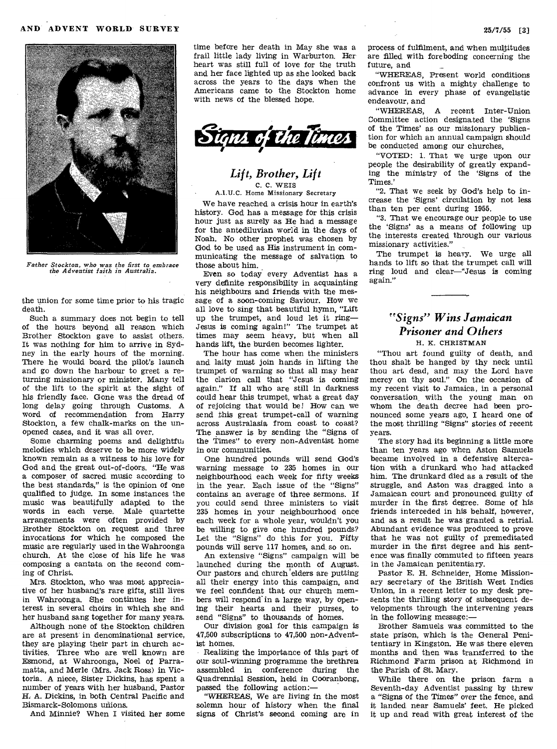*Father Stockton, who was the first to embrace the Adventist faith in Australia.*

the union for some time prior to his tragic death.

Such a summary does not begin to tell of the hours beyond all reason which Brother Stockton gave to assist others. It was nothing for him to arrive in Sydney in the early hours of the morning. There he would board the pilot's launch and go down the harbour to greet a returning missionary or minister. Many tell of the lift to the spirit at the sight of his friendly face. Gone was the dread of long delay going through Customs. A word of recommendation from Harry Stockton, a few chalk-marks on the unopened cases, and it was all over.

Some charming poems and delightful melodies which deserve to be more widely known remain as a witness to his love for God and the great out-of-doors. "He was a composer of sacred music according to the best standards," is the opinion of one qualified to judge. In some instances the music was beautifully adapted to the words in each verse. Male quartette arrangements were often provided by Brother Stockton on request and three invocations for which he composed the music are regularly used in the Wahroonga church. At the close of his life he was composing a cantata on the second coming of Christ.

Mrs. Stockton, who was most appreciative of her husband's rare gifts, still lives in Wahroonga. She continues her interest in several choirs in which she and her husband sang together for many years.

Although none of the Stockton children are at present in denominational service, they are playing their part in church activities. Three who are well known are Esmond, at Wahroonga, Noel of Parramatta, and Merle (Mrs. Jack Ross) in Victoria. A niece, Sister Dickins, has spent a number of years with her husband, Pastor H. A. Dickins, in both Central Pacific and Bismarck-Solomons unions.

And Minnie? When I visited her some time before her death in May she was a frail little lady living in Warburton. Her heart was still full of love for the truth and her face lighted up as she looked back across the years to the days when the Americans came to the Stockton home with news of the blessed hope.

# Signs of the Times

## *Lift, Brother, Lift*

C. C. WEIS
A.I.U.C. Home Missionary Secretary

We have reached a crisis hour in earth's history. God has a message for this crisis hour just as surely as He had a message for the antediluvian world in the days of Noah. No other prophet was chosen by God to be used as His instrument in communicating the message of salvation to those about him.

Even so today every Adventist has a very definite responsibility in acquainting his neighbours and friends with the message of a soon-coming Saviour. How we all love to sing that beautiful hymn, "Lift up the trumpet, and loud let it ring—Jesus is coming again!" The trumpet at times may seem heavy, but when all hands lift, the burden becomes lighter.

The hour has come when the ministers and laity must join hands in lifting the trumpet of warning so that all may hear the clarion call that "Jesus is coming again." If all who are still in darkness could hear this trumpet, what a great day of rejoicing that would be! How can we send this great trumpet-call of warning across Australasia from coast to coast? The answer is by sending the "Signs of the Times" to every non-Adventist home in our communities.

One hundred pounds will send God's warning message to 235 homes in our neighbourhood each week for fifty weeks in the year. Each issue of the "Signs" contains an average of three sermons. If you could send three ministers to visit 235 homes in your neighbourhood once each week for a whole year, wouldn't you be willing to give one hundred pounds? Let the "Signs" do this for you. Fifty pounds will serve 117 homes, and so on.

An extensive "Signs" campaign will be launched during the month of August. Our pastors and church elders are putting all their energy into this campaign, and we feel confident that our church members will respond in a large way, by opening their hearts and their purses, to send "Signs" to thousands of homes.

Our division goal for this campaign is 47,500 subscriptions to 47,500 non-Adventist homes.

Realizing the importance of this part of our soul-winning programme the brethren assembled in conference during the Quadrennial Session, held in Cooranbong, passed the following action:—

"WHEREAS, We are living in the most solemn hour of history when the final signs of Christ's second coming are in process of fulfilment, and when multitudes are filled with foreboding concerning the future, and

"WHEREAS, Present world conditions confront us with a mighty challenge to advance in every phase of evangelistic endeavour, and

"WHEREAS, A recent Inter-Union Committee action designated the 'Signs of the Times' as our missionary publication for which an annual campaign should be conducted among our churches,

"VOTED: 1. That we urge upon our people the desirability of greatly expanding the ministry of the 'Signs of the Times.'

"2. That we seek by God's help to increase the 'Signs' circulation by not less than ten per cent during 1955.

"3. That we encourage our people to use the 'Signs' as a means of following up the interests created through our various missionary activities."

The trumpet is heavy. We urge all hands to lift so that the trumpet call will ring loud and clear—"Jesus is coming again."

---

## *"Signs" Wins Jamaican Prisoner and Others*

H. K. CHRISTMAN

"Thou art found guilty of death, and thou shalt be hanged by thy neck until thou art dead, and may the Lord have mercy on thy soul." On the occasion of my recent visit to Jamaica, in a personal conversation with the young man on whom the death decree had been pronounced some years ago, I heard one of the most thrilling "Signs" stories of recent years.

The story had its beginning a little more than ten years ago when Aston Samuels became involved in a defensive altercation with a drunkard who had attacked him. The drunkard died as a result of the struggle, and Aston was dragged into a Jamaican court and pronounced guilty of murder in the first degree. Some of his friends interceded in his behalf, however, and as a result he was granted a retrial. Abundant evidence was produced to prove that he was not guilty of premeditated murder in the first degree and his sentence was finally commuted to fifteen years in the Jamaican penitentiary.

Pastor E. H. Schneider, Home Missionary secretary of the British West Indies Union, in a recent letter to my desk presents the thrilling story of subsequent developments through the intervening years in the following message:—

Brother Samuels was committed to the state prison, which is the General Penitentiary in Kingston. He was there eleven months and then was transferred to the Richmond Farm prison at Richmond in the Parish of St. Mary.

While there on the prison farm a Seventh-day Adventist passing by threw a "Signs of the Times" over the fence, and it landed near Samuels' feet. He picked it up and read with great interest of the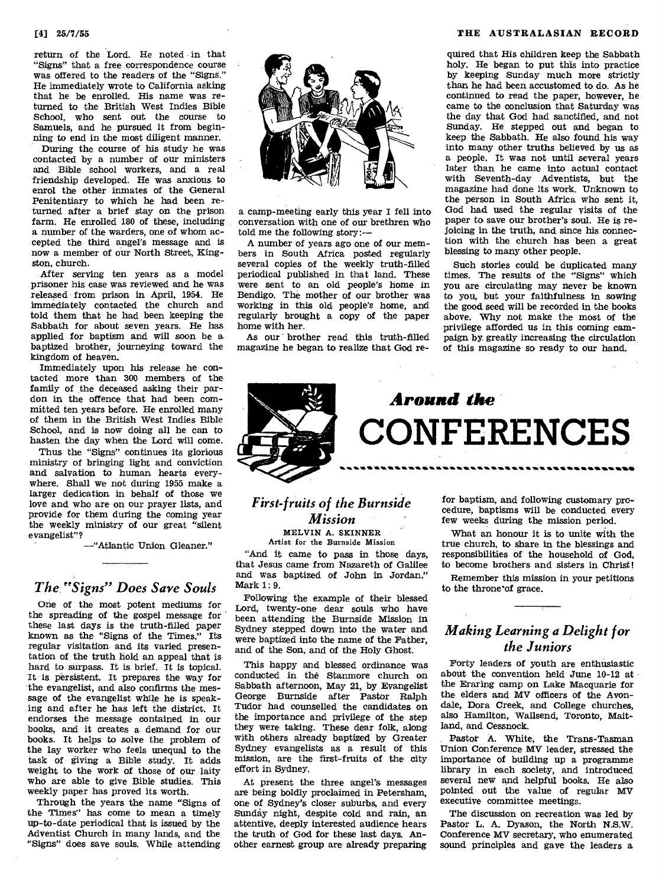return of the Lord. He noted in that "Signs" that a free correspondence course was offered to the readers of the "Signs." He immediately wrote to California asking that he be enrolled. His name was returned to the British West Indies Bible School, who sent out the course to Samuels, and he pursued it from beginning to end in the most diligent manner.

During the course of his study he was contacted by a number of our ministers and Bible school workers, and a real friendship developed. He was anxious to enrol the other inmates of the General Penitentiary to which he had been returned after a brief stay on the prison farm. He enrolled 180 of these, including a number of the warders, one of whom accepted the third angel's message and is now a member of our North Street, Kingston, church.

After serving ten years as a model prisoner his case was reviewed and he was released from prison in April, 1954. He immediately contacted the church and told them that he had been keeping the Sabbath for about seven years. He has applied for baptism and will soon be a baptized brother, journeying toward the kingdom of heaven.

Immediately upon his release he contacted more than 300 members of the family of the deceased asking their pardon in the offence that had been committed ten years before. He enrolled many of them in the British West Indies Bible School, and is now doing all he can to hasten the day when the Lord will come.

Thus the "Signs" continues its glorious ministry of bringing light and conviction and salvation to human hearts everywhere. Shall we not during 1955 make a larger dedication in behalf of those we love and who are on our prayer lists, and provide for them during the coming year the weekly ministry of our great "silent evangelist"?

—"Atlantic Union Gleaner."

## *The "Signs" Does Save Souls*

One of the most potent mediums for the spreading of the gospel message for these last days is the truth-filled paper known as the "Signs of the Times." Its regular visitation and its varied presentation of the truth hold an appeal that is hard to surpass. It is brief. It is topical. It is persistent. It prepares the way for the evangelist, and also confirms the message of the evangelist while he is speaking and after he has left the district. It endorses the message contained in our books, and it creates a demand for our books. It helps to solve the problem of the lay worker who feels unequal to the task of giving a Bible study. It adds weight to the work of those of our laity who are able to give Bible studies. This weekly paper has proved its worth.

Through the years the name "Signs of the Times" has come to mean a timely up-to-date periodical that is issued by the Adventist Church in many lands, and the "Signs" does save souls. While attending a camp-meeting early this year I fell into conversation with one of our brethren who told me the following story:—

A number of years ago one of our members in South Africa posted regularly several copies of the weekly truth-filled periodical published in that land. These were sent to an old people's home in Bendigo. The mother of our brother was working in this old people's home, and regularly brought a copy of the paper home with her.

As our brother read this truth-filled magazine he began to realize that God required that His children keep the Sabbath holy. He began to put this into practice by keeping Sunday much more strictly than he had been accustomed to do. As he continued to read the paper, however, he came to the conclusion that Saturday was the day that God had sanctified, and not Sunday. He stepped out and began to keep the Sabbath. He also found his way into many other truths believed by us as a people. It was not until several years later than he came into actual contact with Seventh-day Adventists, but the magazine had done its work. Unknown to the person in South Africa who sent it, God had used the regular visits of the paper to save our brother's soul. He is rejoicing in the truth, and since his connection with the church has been a great blessing to many other people.

Such stories could be duplicated many times. The results of the "Signs" which you are circulating may never be known to you, but your faithfulness in sowing the good seed will be recorded in the books above. Why not make the most of the privilege afforded us in this coming campaign by greatly increasing the circulation of this magazine so ready to our hand.

# *Around the* CONFERENCES

## *First-fruits of the Burnside Mission*

MELVIN A. SKINNER
Artist for the Burnside Mission

"And it came to pass in those days, that Jesus came from Nazareth of Galilee and was baptized of John in Jordan." Mark 1: 9.

Following the example of their blessed Lord, twenty-one dear souls who have been attending the Burnside Mission in Sydney stepped down into the water and were baptized into the name of the Father, and of the Son, and of the Holy Ghost.

This happy and blessed ordinance was conducted in the Stanmore church on Sabbath afternoon, May 21, by Evangelist George Burnside after Pastor Ralph Tudor had counselled the candidates on the importance and privilege of the step they were taking. These dear folk, along with others already baptized by Greater Sydney evangelists as a result of this mission, are the first-fruits of the city effort in Sydney.

At present the three angel's messages are being boldly proclaimed in Petersham, one of Sydney's closer suburbs, and every Sunday night, despite cold and rain, an attentive, deeply interested audience hears the truth of God for these last days. Another earnest group are already preparing for baptism, and following customary procedure, baptisms will be conducted every few weeks during the mission period.

What an honour it is to unite with the true church, to share in the blessings and responsibilities of the household of God, to become brothers and sisters in Christ!

Remember this mission in your petitions to the throne of grace.

## *Making Learning a Delight for the Juniors*

Forty leaders of youth are enthusiastic about the convention held June 10-12 at the Eraring camp on Lake Macquarie for the elders and MV officers of the Avondale, Dora Creek, and College churches, also Hamilton, Wallsend, Toronto, Maitland, and Cessnock.

Pastor A. White, the Trans-Tasman Union Conference MV leader, stressed the importance of building up a programme library in each society, and introduced several new and helpful books. He also pointed out the value of regular MV executive committee meetings.

The discussion on recreation was led by Pastor L. A. Dyason, the North N.S.W. Conference MV secretary, who enumerated sound principles and gave the leaders a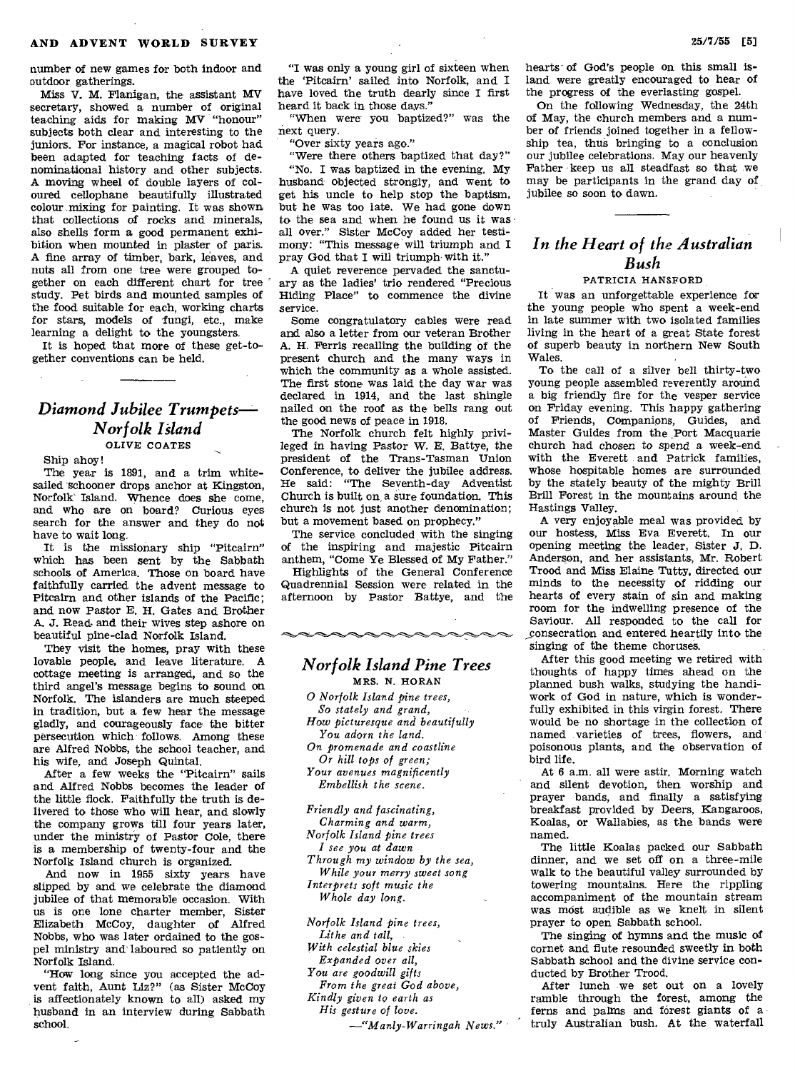number of new games for both indoor and outdoor gatherings.

Miss V. M. Flanigan, the assistant MV secretary, showed a number of original teaching aids for making MV "honour" subjects both clear and interesting to the juniors. For instance, a magical robot had been adapted for teaching facts of denominational history and other subjects. A moving wheel of double layers of coloured cellophane beautifully illustrated colour mixing for painting. It was shown that collections of rocks and minerals, also shells form a good permanent exhibition when mounted in plaster of paris. A fine array of timber, bark, leaves, and nuts all from one tree were grouped together on each different chart for tree study. Pet birds and mounted samples of the food suitable for each, working charts for stars, models of fungi, etc., make learning a delight to the youngsters.

It is hoped that more of these get-together conventions can be held.

## *Diamond Jubilee Trumpets—Norfolk Island*

OLIVE COATES

Ship ahoy!

The year is 1891, and a trim white-sailed schooner drops anchor at Kingston, Norfolk Island. Whence does she come, and who are on board? Curious eyes search for the answer and they do not have to wait long.

It is the missionary ship "Pitcairn" which has been sent by the Sabbath schools of America. Those on board have faithfully carried the advent message to Pitcairn and other islands of the Pacific; and now Pastor E. H. Gates and Brother A. J. Read and their wives step ashore on beautiful pine-clad Norfolk Island.

They visit the homes, pray with these lovable people, and leave literature. A cottage meeting is arranged, and so the third angel's message begins to sound on Norfolk. The islanders are much steeped in tradition, but a few hear the message gladly, and courageously face the bitter persecution which follows. Among these are Alfred Nobbs, the school teacher, and his wife, and Joseph Quintal.

After a few weeks the "Pitcairn" sails and Alfred Nobbs becomes the leader of the little flock. Faithfully the truth is delivered to those who will hear, and slowly the company grows till four years later, under the ministry of Pastor Cole, there is a membership of twenty-four and the Norfolk Island church is organized.

And now in 1955 sixty years have slipped by and we celebrate the diamond jubilee of that memorable occasion. With us is one lone charter member, Sister Elizabeth McCoy, daughter of Alfred Nobbs, who was later ordained to the gospel ministry and laboured so patiently on Norfolk Island.

"How long since you accepted the advent faith, Aunt Liz?" (as Sister McCoy is affectionately known to all) asked my husband in an interview during Sabbath school.

"I was only a young girl of sixteen when the 'Pitcairn' sailed into Norfolk, and I have loved the truth dearly since I first heard it back in those days."

"When were you baptized?" was the next query.

"Over sixty years ago."

"Were there others baptized that day?"

"No. I was baptized in the evening. My husband objected strongly, and went to get his uncle to help stop the baptism, but he was too late. We had gone down to the sea and when he found us it was all over." Sister McCoy added her testimony: "This message will triumph and I pray God that I will triumph with it."

A quiet reverence pervaded the sanctuary as the ladies' trio rendered "Precious Hiding Place" to commence the divine service.

Some congratulatory cables were read and also a letter from our veteran Brother A. H. Ferris recalling the building of the present church and the many ways in which the community as a whole assisted. The first stone was laid the day war was declared in 1914, and the last shingle nailed on the roof as the bells rang out the good news of peace in 1918.

The Norfolk church felt highly privileged in having Pastor W. E. Battye, the president of the Trans-Tasman Union Conference, to deliver the jubilee address. He said: "The Seventh-day Adventist Church is built on a sure foundation. This church is not just another denomination; but a movement based on prophecy."

The service concluded with the singing of the inspiring and majestic Pitcairn anthem, "Come Ye Blessed of My Father."

Highlights of the General Conference Quadrennial Session were related in the afternoon by Pastor Battye, and the hearts of God's people on this small island were greatly encouraged to hear of the progress of the everlasting gospel.

On the following Wednesday, the 24th of May, the church members and a number of friends joined together in a fellowship tea, thus bringing to a conclusion our jubilee celebrations. May our heavenly Father keep us all steadfast so that we may be participants in the grand day of jubilee so soon to dawn.

## *Norfolk Island Pine Trees*

MRS. N. HORAN

*O Norfolk Island pine trees,*
*So stately and grand,*
*How picturesque and beautifully*
*You adorn the land.*
*On promenade and coastline*
*Or hill tops of green;*
*Your avenues magnificently*
*Embellish the scene.*

*Friendly and fascinating,*
*Charming and warm,*
*Norfolk Island pine trees*
*I see you at dawn*
*Through my window by the sea,*
*While your merry sweet song*
*Interprets soft music the*
*Whole day long.*

*Norfolk Island pine trees,*
*Lithe and tall,*
*With celestial blue skies*
*Expanded over all,*
*You are goodwill gifts*
*From the great God above,*
*Kindly given to earth as*
*His gesture of love.*

*—"Manly-Warringah News."*

## *In the Heart of the Australian Bush*

PATRICIA HANSFORD

It was an unforgettable experience for the young people who spent a week-end in late summer with two isolated families living in the heart of a great State forest of superb beauty in northern New South Wales.

To the call of a silver bell thirty-two young people assembled reverently around a big friendly fire for the vesper service on Friday evening. This happy gathering of Friends, Companions, Guides, and Master Guides from the Port Macquarie church had chosen to spend a week-end with the Everett and Patrick families, whose hospitable homes are surrounded by the stately beauty of the mighty Brill Brill Forest in the mountains around the Hastings Valley.

A very enjoyable meal was provided by our hostess, Miss Eva Everett. In our opening meeting the leader, Sister J. D. Anderson, and her assistants, Mr. Robert Trood and Miss Elaine Tutty, directed our minds to the necessity of ridding our hearts of every stain of sin and making room for the indwelling presence of the Saviour. All responded to the call for consecration and entered heartily into the singing of the theme choruses.

After this good meeting we retired with thoughts of happy times ahead on the planned bush walks, studying the handiwork of God in nature, which is wonderfully exhibited in this virgin forest. There would be no shortage in the collection of named varieties of trees, flowers, and poisonous plants, and the observation of bird life.

At 6 a.m. all were astir. Morning watch and silent devotion, then worship and prayer bands, and finally a satisfying breakfast provided by Deers, Kangaroos, Koalas, or Wallabies, as the bands were named.

The little Koalas packed our Sabbath dinner, and we set off on a three-mile walk to the beautiful valley surrounded by towering mountains. Here the rippling accompaniment of the mountain stream was most audible as we knelt in silent prayer to open Sabbath school.

The singing of hymns and the music of cornet and flute resounded sweetly in both Sabbath school and the divine service conducted by Brother Trood.

After lunch we set out on a lovely ramble through the forest, among the ferns and palms and forest giants of a truly Australian bush. At the waterfall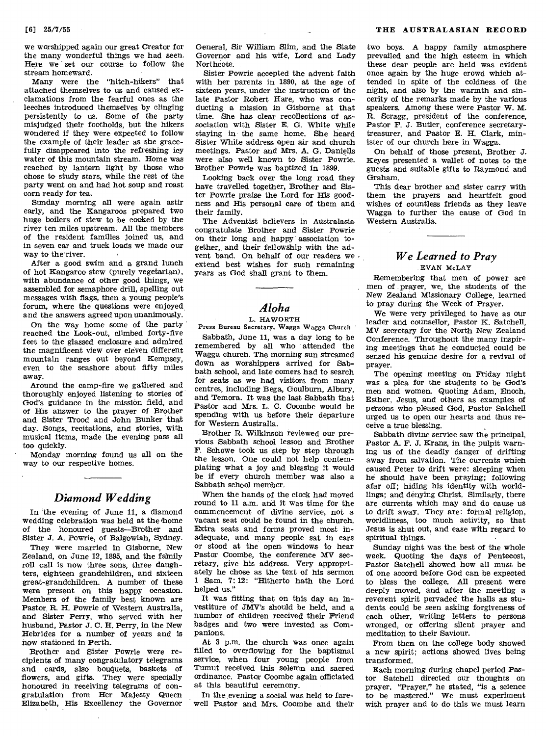we worshipped again our great Creator for the many wonderful things we had seen. Here we set our course to follow the stream homeward.

Many were the "hitch-hikers" that attached themselves to us and caused exclamations from the fearful ones as the leeches introduced themselves by clinging persistently to us. Some of the party misjudged their footholds, but the hikers wondered if they were expected to follow the example of their leader as she gracefully disappeared into the refreshing icy water of this mountain stream. Home was reached by lantern light by those who chose to study stars, while the rest of the party went on and had hot soup and roast corn ready for tea.

Sunday morning all were again astir early, and the Kangaroos prepared two huge boilers of stew to be cooked by the river ten miles upstream. All the members of the resident families joined us, and in seven car and truck loads we made our way to the river.

After a good swim and a grand lunch of hot Kangaroo stew (purely vegetarian), with abundance of other good things, we assembled for semaphore drill, spelling out messages with flags, then a young people's forum, where the questions were enjoyed and the answers agreed upon unanimously.

On the way home some of the party reached the Look-out, climbed forty-five feet to the glassed enclosure and admired the magnificent view over eleven different mountain ranges out beyond Kempsey, even to the seashore about fifty miles away.

Around the camp-fire we gathered and thoroughly enjoyed listening to stories of God's guidance in the mission field, and of His answer to the prayer of Brother and Sister Trood and John Bunker that day. Songs, recitations, and stories, with musical items, made the evening pass all too quickly.

Monday morning found us all on the way to our respective homes.

## *Diamond Wedding*

In the evening of June 11, a diamond wedding celebration was held at the home of the honoured guests—Brother and Sister J. A. Powrie, of Balgowlah, Sydney.

They were married in Gisborne, New Zealand, on June 12, 1895, and the family roll call is now three sons, three daughters, eighteen grandchildren, and sixteen great-grandchildren. A number of these were present on this happy occasion. Members of the family best known are Pastor R. H. Powrie of Western Australia, and Sister Perry, who served with her husband, Pastor J. C. H. Perry, in the New Hebrides for a number of years and is now stationed in Perth.

Brother and Sister Powrie were recipients of many congratulatory telegrams and cards, also bouquets, baskets of flowers, and gifts. They were specially honoured in receiving telegrams of congratulation from Her Majesty Queen Elizabeth, His Excellency the Governor General, Sir William Slim, and the State Governor and his wife, Lord and Lady Northcote.

Sister Powrie accepted the advent faith with her parents in 1890, at the age of sixteen years, under the instruction of the late Pastor Robert Hare, who was conducting a mission in Gisborne at that time. She has clear recollections of association with Sister E. G. White while staying in the same home. She heard Sister White address open air and church meetings. Pastor and Mrs. A. G. Daniells were also well known to Sister Powrie. Brother Powrie was baptized in 1899.

Looking back over the long road they have travelled together, Brother and Sister Powrie praise the Lord for His goodness and His personal care of them and their family.

The Adventist believers in Australasia congratulate Brother and Sister Powrie on their long and happy association together, and their fellowship with the advent band. On behalf of our readers we extend best wishes for such remaining years as God shall grant to them.

## *Aloha*

L. HAWORTH

Press Bureau Secretary, Wagga Wagga Church

Sabbath, June 11, was a day long to be remembered by all who attended the Wagga church. The morning sun streamed down as worshippers arrived for Sabbath school, and late comers had to search for seats as we had visitors from many centres, including Bega, Goulburn, Albury, and Temora. It was the last Sabbath that Pastor and Mrs. L. C. Coombe would be spending with us before their departure for Western Australia.

Brother R. Wilkinson reviewed our previous Sabbath school lesson and Brother F. Schowe took us step by step through the lesson. One could not help contemplating what a joy and blessing it would be if every church member was also a Sabbath school member.

When the hands of the clock had moved round to 11 a.m. and it was time for the commencement of divine service, not a vacant seat could be found in the church. Extra seats and forms proved most inadequate, and many people sat in cars or stood at the open windows to hear Pastor Coombe, the conference MV secretary, give his address. Very appropriately he chose as the text of his sermon 1 Sam. 7: 12: "Hitherto hath the Lord helped us."

It was fitting that on this day an investiture of JMV's should be held, and a number of children received their Friend badges and two were invested as Companions.

At 3 p.m. the church was once again filled to overflowing for the baptismal service, when four young people from Tumut received this solemn and sacred ordinance. Pastor Coombe again officiated at this beautiful ceremony.

In the evening a social was held to farewell Pastor and Mrs. Coombe and their two boys. A happy family atmosphere prevailed and the high esteem in which these dear people are held was evident once again by the huge crowd which attended in spite of the coldness of the night, and also by the warmth and sincerity of the remarks made by the various speakers. Among these were Pastor W. M. R. Scragg, president of the conference, Pastor F. J. Butler, conference secretary-treasurer, and Pastor E. H. Clark, minister of our church here in Wagga.

On behalf of those present, Brother J. Keyes presented a wallet of notes to the guests and suitable gifts to Raymond and Graham.

This dear brother and sister carry with them the prayers and heartfelt good wishes of countless friends as they leave Wagga to further the cause of God in Western Australia.

## *We Learned to Pray*

EVAN McLAY

Remembering that men of power are men of prayer, we, the students of the New Zealand Missionary College, learned to pray during the Week of Prayer.

We were very privileged to have as our leader and counsellor, Pastor K. Satchell, MV secretary for the North New Zealand Conference. Throughout the many inspiring meetings that he conducted could be sensed his genuine desire for a revival of prayer.

The opening meeting on Friday night was a plea for the students to be God's men and women. Quoting Adam, Enoch, Esther, Jesus, and others as examples of persons who pleased God, Pastor Satchell urged us to open our hearts and thus receive a true blessing.

Sabbath divine service saw the principal, Pastor A. F. J. Kranz, in the pulpit warning us of the deadly danger of drifting away from salvation. The currents which caused Peter to drift were: sleeping when he should have been praying; following afar off; hiding his identity with worldlings; and denying Christ. Similarly, there are currents which may and do cause us to drift away. They are: formal religion, worldliness, too much activity, so that Jesus is shut out, and ease with regard to spiritual things.

Sunday night was the best of the whole week. Quoting the days of Pentecost, Pastor Satchell showed how all must be of one accord before God can be expected to bless the college. All present were deeply moved, and after the meeting a reverent spirit pervaded the halls as students could be seen asking forgiveness of each other, writing letters to persons wronged, or offering silent prayer and meditation to their Saviour.

From then on the college body showed a new spirit; actions showed lives being transformed.

Each morning during chapel period Pastor Satchell directed our thoughts on prayer. "Prayer," he stated, "is a science to be mastered." We must experiment with prayer and to do this we must learn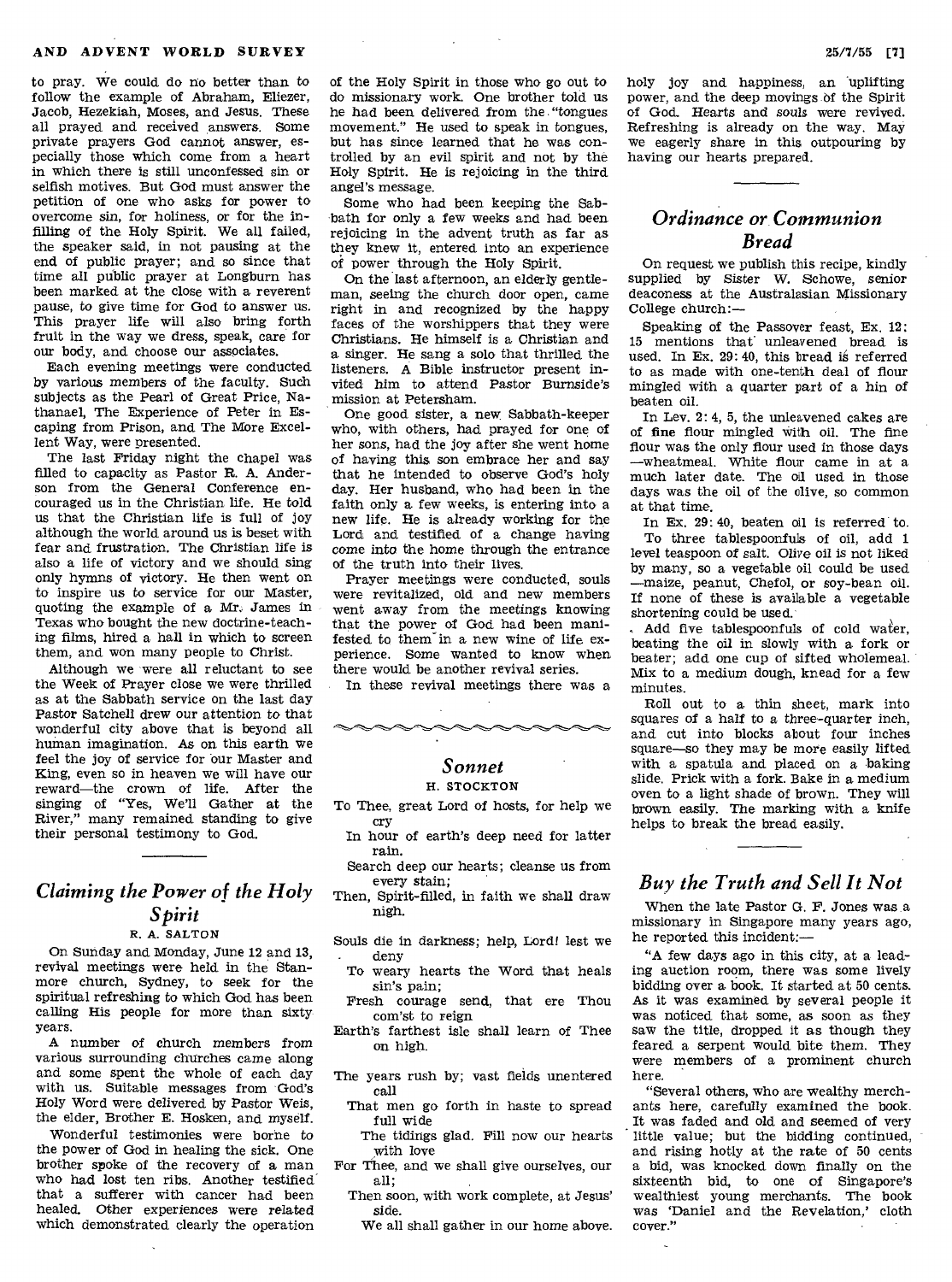to pray. We could do no better than to follow the example of Abraham, Eliezer, Jacob, Hezekiah, Moses, and Jesus. These all prayed and received answers. Some private prayers God cannot answer, especially those which come from a heart in which there is still unconfessed sin or selfish motives. But God must answer the petition of one who asks for power to overcome sin, for holiness, or for the infilling of the Holy Spirit. We all failed, the speaker said, in not pausing at the end of public prayer; and so since that time all public prayer at Longburn has been marked at the close with a reverent pause, to give time for God to answer us. This prayer life will also bring forth fruit in the way we dress, speak, care for our body, and choose our associates.

Each evening meetings were conducted by various members of the faculty. Such subjects as the Pearl of Great Price, Nathanael, The Experience of Peter in Escaping from Prison, and The More Excellent Way, were presented.

The last Friday night the chapel was filled to capacity as Pastor R. A. Anderson from the General Conference encouraged us in the Christian life. He told us that the Christian life is full of joy although the world around us is beset with fear and frustration. The Christian life is also a life of victory and we should sing only hymns of victory. He then went on to inspire us to service for our Master, quoting the example of a Mr. James in Texas who bought the new doctrine-teaching films, hired a hall in which to screen them, and won many people to Christ.

Although we were all reluctant to see the Week of Prayer close we were thrilled as at the Sabbath service on the last day Pastor Satchell drew our attention to that wonderful city above that is beyond all human imagination. As on this earth we feel the joy of service for our Master and King, even so in heaven we will have our reward—the crown of life. After the singing of "Yes, We'll Gather at the River," many remained standing to give their personal testimony to God.

## *Claiming the Power of the Holy Spirit*

R. A. SALTON

On Sunday and Monday, June 12 and 13, revival meetings were held in the Stanmore church, Sydney, to seek for the spiritual refreshing to which God has been calling His people for more than sixty years.

A number of church members from various surrounding churches came along and some spent the whole of each day with us. Suitable messages from God's Holy Word were delivered by Pastor Weis, the elder, Brother E. Hosken, and myself.

Wonderful testimonies were borne to the power of God in healing the sick. One brother spoke of the recovery of a man who had lost ten ribs. Another testified that a sufferer with cancer had been healed. Other experiences were related which demonstrated clearly the operation of the Holy Spirit in those who go out to do missionary work. One brother told us he had been delivered from the "tongues movement." He used to speak in tongues, but has since learned that he was controlled by an evil spirit and not by the Holy Spirit. He is rejoicing in the third angel's message.

Some who had been keeping the Sabbath for only a few weeks and had been rejoicing in the advent truth as far as they knew it, entered into an experience of power through the Holy Spirit.

On the last afternoon, an elderly gentleman, seeing the church door open, came right in and recognized by the happy faces of the worshippers that they were Christians. He himself is a Christian and a singer. He sang a solo that thrilled the listeners. A Bible instructor present invited him to attend Pastor Burnside's mission at Petersham.

One good sister, a new Sabbath-keeper who, with others, had prayed for one of her sons, had the joy after she went home of having this son embrace her and say that he intended to observe God's holy day. Her husband, who had been in the faith only a few weeks, is entering into a new life. He is already working for the Lord and testified of a change having come into the home through the entrance of the truth into their lives.

Prayer meetings were conducted, souls were revitalized, old and new members went away from the meetings knowing that the power of God had been manifested to them in a new wine of life experience. Some wanted to know when there would be another revival series.

In these revival meetings there was a holy joy and happiness, an uplifting power, and the deep movings of the Spirit of God. Hearts and souls were revived. Refreshing is already on the way. May we eagerly share in this outpouring by having our hearts prepared.

## *Sonnet*

H. STOCKTON

To Thee, great Lord of hosts, for help we cry
  In hour of earth's deep need for latter rain.
  Search deep our hearts; cleanse us from every stain;
Then, Spirit-filled, in faith we shall draw nigh.

Souls die in darkness; help, Lord! lest we deny
  To weary hearts the Word that heals sin's pain;
  Fresh courage send, that ere Thou com'st to reign
Earth's farthest isle shall learn of Thee on high.

The years rush by; vast fields unentered call
  That men go forth in haste to spread full wide
    The tidings glad. Fill now our hearts with love
For Thee, and we shall give ourselves, our all;
  Then soon, with work complete, at Jesus' side.
    We all shall gather in our home above.

## *Ordinance or Communion Bread*

On request we publish this recipe, kindly supplied by Sister W. Schowe, senior deaconess at the Australasian Missionary College church:—

Speaking of the Passover feast, Ex. 12: 15 mentions that unleavened bread is used. In Ex. 29: 40, this bread is referred to as made with one-tenth deal of flour mingled with a quarter part of a hin of beaten oil.

In Lev. 2: 4, 5, the unleavened cakes are of fine flour mingled with oil. The fine flour was the only flour used in those days —wheatmeal. White flour came in at a much later date. The oil used in those days was the oil of the olive, so common at that time.

In Ex. 29: 40, beaten oil is referred to.

To three tablespoonfuls of oil, add 1 level teaspoon of salt. Olive oil is not liked by many, so a vegetable oil could be used —maize, peanut, Chefol, or soy-bean oil. If none of these is available a vegetable shortening could be used.

Add five tablespoonfuls of cold water, beating the oil in slowly with a fork or beater; add one cup of sifted wholemeal. Mix to a medium dough, knead for a few minutes.

Roll out to a thin sheet, mark into squares of a half to a three-quarter inch, and cut into blocks about four inches square—so they may be more easily lifted with a spatula and placed on a baking slide. Prick with a fork. Bake in a medium oven to a light shade of brown. They will brown easily. The marking with a knife helps to break the bread easily.

## *Buy the Truth and Sell It Not*

When the late Pastor G. F. Jones was a missionary in Singapore many years ago, he reported this incident:—

"A few days ago in this city, at a leading auction room, there was some lively bidding over a book. It started at 50 cents. As it was examined by several people it was noticed that some, as soon as they saw the title, dropped it as though they feared a serpent would bite them. They were members of a prominent church here.

"Several others, who are wealthy merchants here, carefully examined the book. It was faded and old and seemed of very little value; but the bidding continued, and rising hotly at the rate of 50 cents a bid, was knocked down finally on the sixteenth bid, to one of Singapore's wealthiest young merchants. The book was 'Daniel and the Revelation,' cloth cover."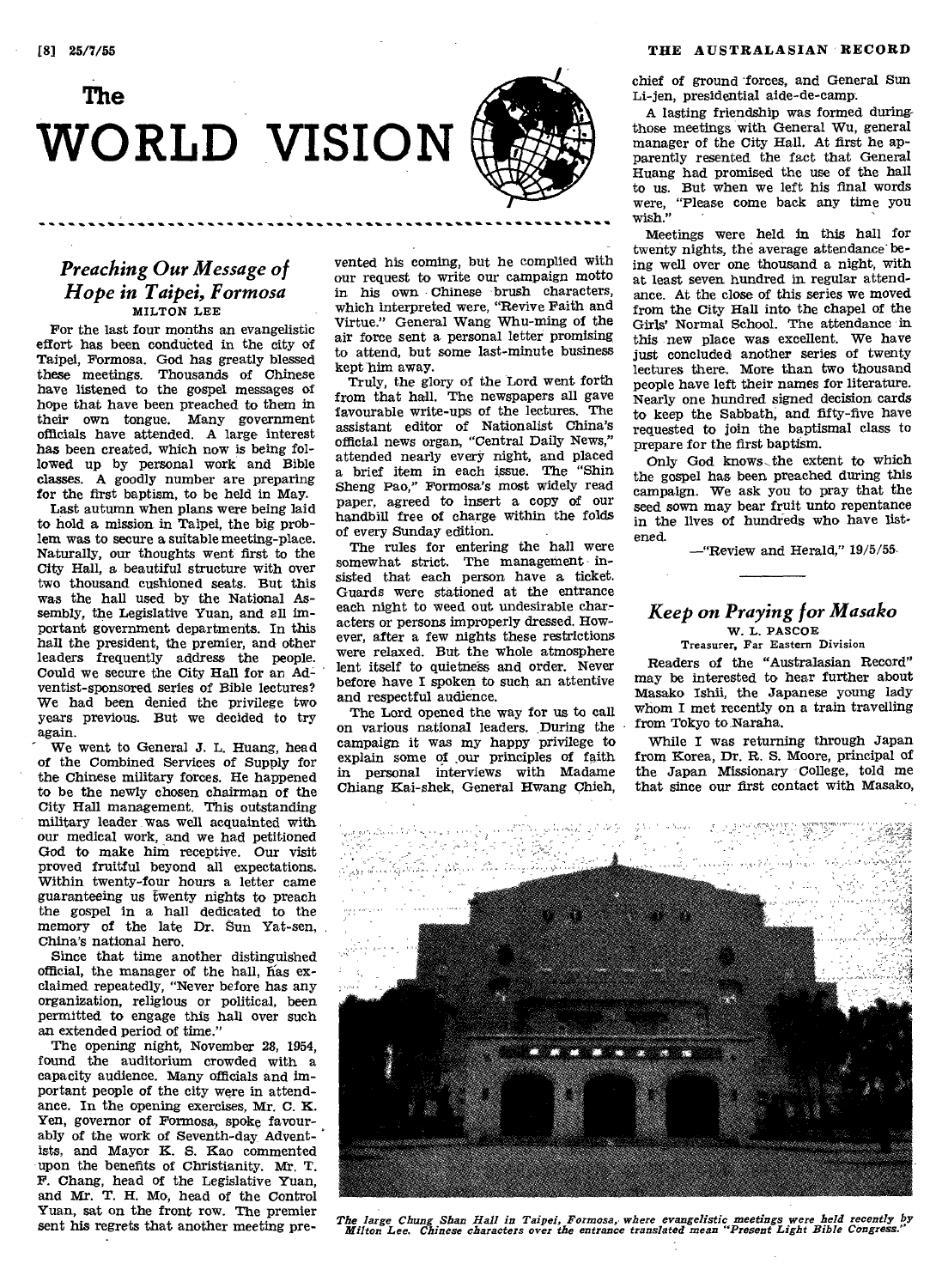# The WORLD VISION

## *Preaching Our Message of Hope in Taipei, Formosa*

MILTON LEE

For the last four months an evangelistic effort has been conducted in the city of Taipei, Formosa. God has greatly blessed these meetings. Thousands of Chinese have listened to the gospel messages of hope that have been preached to them in their own tongue. Many government officials have attended. A large interest has been created, which now is being followed up by personal work and Bible classes. A goodly number are preparing for the first baptism, to be held in May.

Last autumn when plans were being laid to hold a mission in Taipei, the big problem was to secure a suitable meeting-place. Naturally, our thoughts went first to the City Hall, a beautiful structure with over two thousand cushioned seats. But this was the hall used by the National Assembly, the Legislative Yuan, and all important government departments. In this hall the president, the premier, and other leaders frequently address the people. Could we secure the City Hall for an Adventist-sponsored series of Bible lectures? We had been denied the privilege two years previous. But we decided to try again.

We went to General J. L. Huang, head of the Combined Services of Supply for the Chinese military forces. He happened to be the newly chosen chairman of the City Hall management. This outstanding military leader was well acquainted with our medical work, and we had petitioned God to make him receptive. Our visit proved fruitful beyond all expectations. Within twenty-four hours a letter came guaranteeing us twenty nights to preach the gospel in a hall dedicated to the memory of the late Dr. Sun Yat-sen, China's national hero.

Since that time another distinguished official, the manager of the hall, has exclaimed repeatedly, "Never before has any organization, religious or political, been permitted to engage this hall over such an extended period of time."

The opening night, November 28, 1954, found the auditorium crowded with a capacity audience. Many officials and important people of the city were in attendance. In the opening exercises, Mr. C. K. Yen, governor of Formosa, spoke favourably of the work of Seventh-day Adventists, and Mayor K. S. Kao commented upon the benefits of Christianity. Mr. T. F. Chang, head of the Legislative Yuan, and Mr. T. H. Mo, head of the Control Yuan, sat on the front row. The premier sent his regrets that another meeting prevented his coming, but he complied with our request to write our campaign motto in his own Chinese brush characters, which interpreted were, "Revive Faith and Virtue." General Wang Whu-ming of the air force sent a personal letter promising to attend, but some last-minute business kept him away.

Truly, the glory of the Lord went forth from that hall. The newspapers all gave favourable write-ups of the lectures. The assistant editor of Nationalist China's official news organ, "Central Daily News," attended nearly every night, and placed a brief item in each issue. The "Shin Sheng Pao," Formosa's most widely read paper, agreed to insert a copy of our handbill free of charge within the folds of every Sunday edition.

The rules for entering the hall were somewhat strict. The management insisted that each person have a ticket. Guards were stationed at the entrance each night to weed out undesirable characters or persons improperly dressed. However, after a few nights these restrictions were relaxed. But the whole atmosphere lent itself to quietness and order. Never before have I spoken to such an attentive and respectful audience.

The Lord opened the way for us to call on various national leaders. During the campaign it was my happy privilege to explain some of our principles of faith in personal interviews with Madame Chiang Kai-shek, General Hwang Chieh, chief of ground forces, and General Sun Li-jen, presidential aide-de-camp.

A lasting friendship was formed during those meetings with General Wu, general manager of the City Hall. At first he apparently resented the fact that General Huang had promised the use of the hall to us. But when we left his final words were, "Please come back any time you wish."

Meetings were held in this hall for twenty nights, the average attendance being well over one thousand a night, with at least seven hundred in regular attendance. At the close of this series we moved from the City Hall into the chapel of the Girls' Normal School. The attendance in this new place was excellent. We have just concluded another series of twenty lectures there. More than two thousand people have left their names for literature. Nearly one hundred signed decision cards to keep the Sabbath, and fifty-five have requested to join the baptismal class to prepare for the first baptism.

Only God knows the extent to which the gospel has been preached during this campaign. We ask you to pray that the seed sown may bear fruit unto repentance in the lives of hundreds who have listened.

—"Review and Herald," 19/5/55.

## *Keep on Praying for Masako*

W. L. PASCOE
Treasurer, Far Eastern Division

Readers of the "Australasian Record" may be interested to hear further about Masako Ishii, the Japanese young lady whom I met recently on a train travelling from Tokyo to Naraha.

While I was returning through Japan from Korea, Dr. R. S. Moore, principal of the Japan Missionary College, told me that since our first contact with Masako,

*The large Chung Shan Hall in Taipei, Formosa, where evangelistic meetings were held recently by Milton Lee. Chinese characters over the entrance translated mean "Present Light Bible Congress."*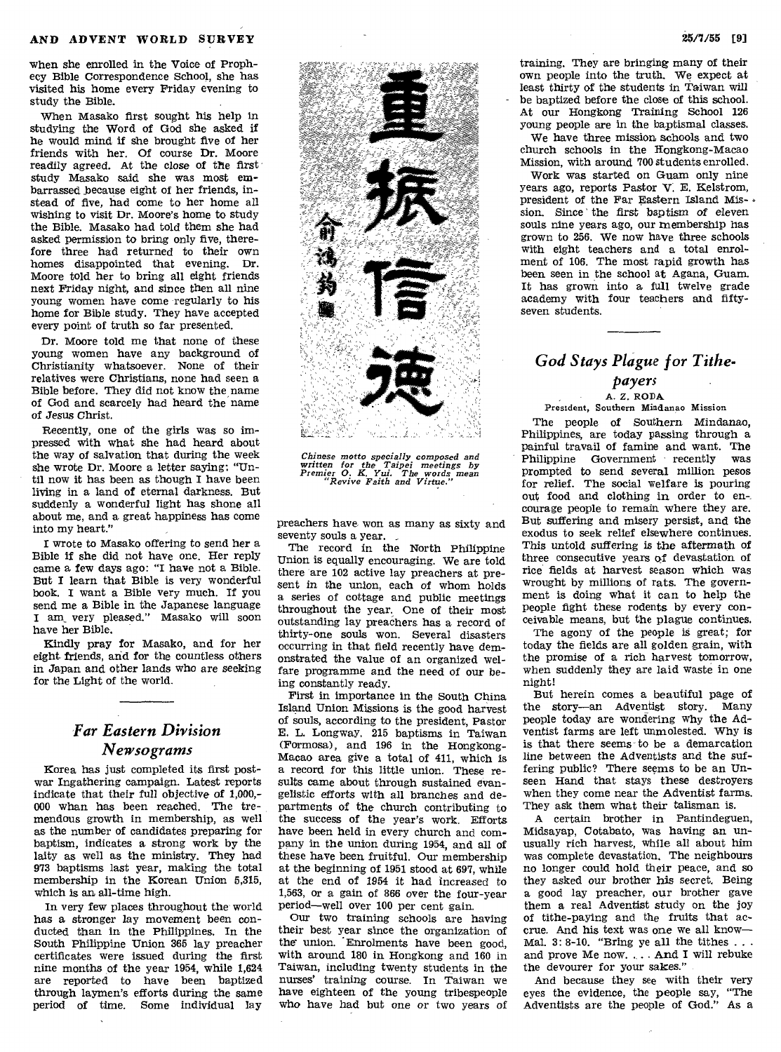when she enrolled in the Voice of Prophecy Bible Correspondence School, she has visited his home every Friday evening to study the Bible.

When Masako first sought his help in studying the Word of God she asked if he would mind if she brought five of her friends with her. Of course Dr. Moore readily agreed. At the close of the first study Masako said she was most embarrassed because eight of her friends, instead of five, had come to her home all wishing to visit Dr. Moore's home to study the Bible. Masako had told them she had asked permission to bring only five, therefore three had returned to their own homes disappointed that evening. Dr. Moore told her to bring all eight friends next Friday night, and since then all nine young women have come regularly to his home for Bible study. They have accepted every point of truth so far presented.

Dr. Moore told me that none of these young women have any background of Christianity whatsoever. None of their relatives were Christians, none had seen a Bible before. They did not know the name of God and scarcely had heard the name of Jesus Christ.

Recently, one of the girls was so impressed with what she had heard about the way of salvation that during the week she wrote Dr. Moore a letter saying: "Until now it has been as though I have been living in a land of eternal darkness. But suddenly a wonderful light has shone all about me, and a great happiness has come into my heart."

I wrote to Masako offering to send her a Bible if she did not have one. Her reply came a few days ago: "I have not a Bible. But I learn that Bible is very wonderful book. I want a Bible very much. If you send me a Bible in the Japanese language I am very pleased." Masako will soon have her Bible.

Kindly pray for Masako, and for her eight friends, and for the countless others in Japan and other lands who are seeking for the Light of the world.

## *Far Eastern Division Newsograms*

Korea has just completed its first postwar Ingathering campaign. Latest reports indicate that their full objective of 1,000,000 whan has been reached. The tremendous growth in membership, as well as the number of candidates preparing for baptism, indicates a strong work by the laity as well as the ministry. They had 973 baptisms last year, making the total membership in the Korean Union 5,315, which is an all-time high.

In very few places throughout the world has a stronger lay movement been conducted than in the Philippines. In the South Philippine Union 365 lay preacher certificates were issued during the first nine months of the year 1954, while 1,624 are reported to have been baptized through laymen's efforts during the same period of time. Some individual lay preachers have won as many as sixty and seventy souls a year.

重振信德

俞鴻鈞

*Chinese motto specially composed and written for the Taipei meetings by Premier O. K. Yui. The words mean "Revive Faith and Virtue."*

The record in the North Philippine Union is equally encouraging. We are told there are 102 active lay preachers at present in the union, each of whom holds a series of cottage and public meetings throughout the year. One of their most outstanding lay preachers has a record of thirty-one souls won. Several disasters occurring in that field recently have demonstrated the value of an organized welfare programme and the need of our being constantly ready.

First in importance in the South China Island Union Missions is the good harvest of souls, according to the president, Pastor E. L. Longway. 215 baptisms in Taiwan (Formosa), and 196 in the Hongkong-Macao area give a total of 411, which is a record for this little union. These results came about through sustained evangelistic efforts with all branches and departments of the church contributing to the success of the year's work. Efforts have been held in every church and company in the union during 1954, and all of these have been fruitful. Our membership at the beginning of 1951 stood at 697, while at the end of 1954 it had increased to 1,563, or a gain of 866 over the four-year period—well over 100 per cent gain.

Our two training schools are having their best year since the organization of the union. Enrolments have been good, with around 180 in Hongkong and 160 in Taiwan, including twenty students in the nurses' training course. In Taiwan we have eighteen of the young tribespeople who have had but one or two years of training. They are bringing many of their own people into the truth. We expect at least thirty of the students in Taiwan will be baptized before the close of this school. At our Hongkong Training School 126 young people are in the baptismal classes.

We have three mission schools and two church schools in the Hongkong-Macao Mission, with around 700 students enrolled.

Work was started on Guam only nine years ago, reports Pastor V. E. Kelstrom, president of the Far Eastern Island Mission. Since the first baptism of eleven souls nine years ago, our membership has grown to 256. We now have three schools with eight teachers and a total enrolment of 106. The most rapid growth has been seen in the school at Agana, Guam. It has grown into a full twelve grade academy with four teachers and fifty-seven students.

## *God Stays Plague for Tithe-payers*

A. Z. RODA

President, Southern Mindanao Mission

The people of Southern Mindanao, Philippines, are today passing through a painful travail of famine and want. The Philippine Government recently was prompted to send several million pesos for relief. The social welfare is pouring out food and clothing in order to encourage people to remain where they are. But suffering and misery persist, and the exodus to seek relief elsewhere continues. This untold suffering is the aftermath of three consecutive years of devastation of rice fields at harvest season which was wrought by millions of rats. The government is doing what it can to help the people fight these rodents by every conceivable means, but the plague continues.

The agony of the people is great; for today the fields are all golden grain, with the promise of a rich harvest tomorrow, when suddenly they are laid waste in one night!

But herein comes a beautiful page of the story—an Adventist story. Many people today are wondering why the Adventist farms are left unmolested. Why is is that there seems to be a demarcation line between the Adventists and the suffering public? There seems to be an Unseen Hand that stays these destroyers when they come near the Adventist farms. They ask them what their talisman is.

A certain brother in Pantindeguen, Midsayap, Cotabato, was having an unusually rich harvest, while all about him was complete devastation. The neighbours no longer could hold their peace, and so they asked our brother his secret. Being a good lay preacher, our brother gave them a real Adventist study on the joy of tithe-paying and the fruits that accrue. And his text was one we all know—Mal. 3: 8-10. "Bring ye all the tithes . . . and prove Me now. . . . And I will rebuke the devourer for your sakes."

And because they see with their very eyes the evidence, the people say, "The Adventists are the people of God." As a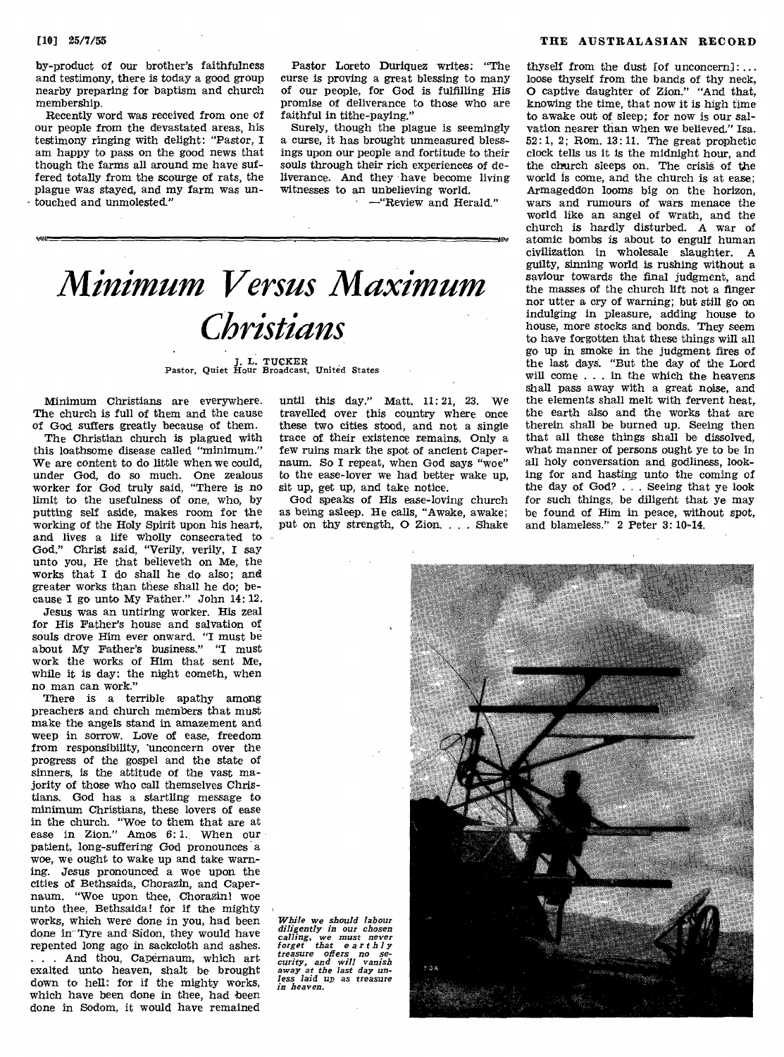by-product of our brother's faithfulness and testimony, there is today a good group nearby preparing for baptism and church membership.

Recently word was received from one of our people from the devastated areas, his testimony ringing with delight: "Pastor, I am happy to pass on the good news that though the farms all around me have suffered totally from the scourge of rats, the plague was stayed, and my farm was untouched and unmolested."

Pastor Loreto Duriquez writes: "The curse is proving a great blessing to many of our people, for God is fulfilling His promise of deliverance to those who are faithful in tithe-paying."

Surely, though the plague is seemingly a curse, it has brought unmeasured blessings upon our people and fortitude to their souls through their rich experiences of deliverance. And they have become living witnesses to an unbelieving world.

—"Review and Herald."

# *Minimum Versus Maximum Christians*

J. L. TUCKER
Pastor, Quiet Hour Broadcast, United States

Minimum Christians are everywhere. The church is full of them and the cause of God suffers greatly because of them.

The Christian church is plagued with this loathsome disease called "minimum." We are content to do little when we could, under God, do so much. One zealous worker for God truly said, "There is no limit to the usefulness of one, who, by putting self aside, makes room for the working of the Holy Spirit upon his heart, and lives a life wholly consecrated to God." Christ said, "Verily, verily, I say unto you, He that believeth on Me, the works that I do shall he do also; and greater works than these shall he do; because I go unto My Father." John 14: 12.

Jesus was an untiring worker. His zeal for His Father's house and salvation of souls drove Him ever onward. "I must be about My Father's business." "I must work the works of Him that sent Me, while it is day: the night cometh, when no man can work."

There is a terrible apathy among preachers and church members that must make the angels stand in amazement and weep in sorrow. Love of ease, freedom from responsibility, unconcern over the progress of the gospel and the state of sinners, is the attitude of the vast majority of those who call themselves Christians. God has a startling message to minimum Christians, these lovers of ease in the church. "Woe to them that are at ease in Zion." Amos 6: 1. When our patient, long-suffering God pronounces a woe, we ought to wake up and take warning. Jesus pronounced a woe upon the cities of Bethsaida, Chorazin, and Capernaum. "Woe upon thee, Chorazin! woe unto thee, Bethsaida! for if the mighty works, which were done in you, had been done in Tyre and Sidon, they would have repented long ago in sackcloth and ashes. . . . And thou, Capernaum, which art exalted unto heaven, shalt be brought down to hell: for if the mighty works, which have been done in thee, had been done in Sodom, it would have remained until this day." Matt. 11: 21, 23. We travelled over this country where once these two cities stood, and not a single trace of their existence remains. Only a few ruins mark the spot of ancient Capernaum. So I repeat, when God says "woe" to the ease-lover we had better wake up, sit up, get up, and take notice.

God speaks of His ease-loving church as being asleep. He calls, "Awake, awake; put on thy strength, O Zion. . . . Shake thyself from the dust [of unconcern]: . . . loose thyself from the bands of thy neck, O captive daughter of Zion." "And that, knowing the time, that now it is high time to awake out of sleep; for now is our salvation nearer than when we believed." Isa. 52: 1, 2; Rom. 13: 11. The great prophetic clock tells us it is the midnight hour, and the church sleeps on. The crisis of the world is come, and the church is at ease; Armageddon looms big on the horizon, wars and rumours of wars menace the world like an angel of wrath, and the church is hardly disturbed. A war of atomic bombs is about to engulf human civilization in wholesale slaughter. A guilty, sinning world is rushing without a saviour towards the final judgment, and the masses of the church lift not a finger nor utter a cry of warning; but still go on indulging in pleasure, adding house to house, more stocks and bonds. They seem to have forgotten that these things will all go up in smoke in the judgment fires of the last days. "But the day of the Lord will come . . . in the which the heavens shall pass away with a great noise, and the elements shall melt with fervent heat, the earth also and the works that are therein shall be burned up. Seeing then that all these things shall be dissolved, what manner of persons ought ye to be in all holy conversation and godliness, looking for and hasting unto the coming of the day of God? . . . Seeing that ye look for such things, be diligent that ye may be found of Him in peace, without spot, and blameless." 2 Peter 3: 10-14.

*While we should labour diligently in our chosen calling, we must never forget that earthly treasure offers no security, and will vanish away at the last day unless laid up as treasure in heaven.*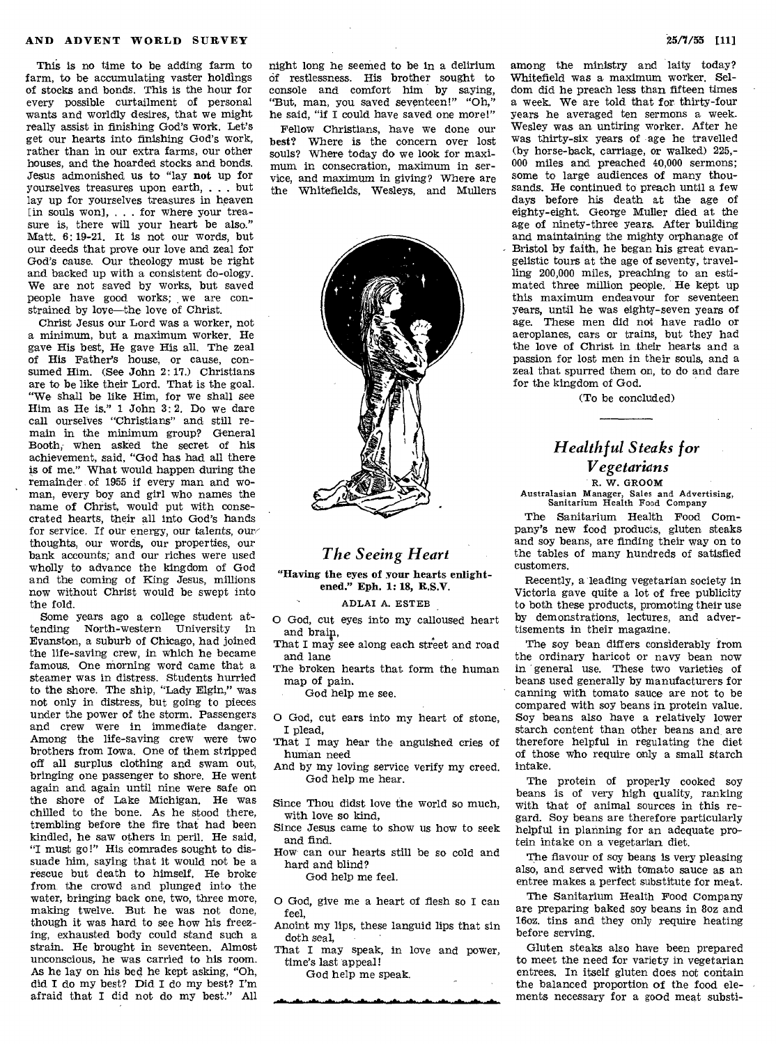This is no time to be adding farm to farm, to be accumulating vaster holdings of stocks and bonds. This is the hour for every possible curtailment of personal wants and worldly desires, that we might really assist in finishing God's work. Let's get our hearts into finishing God's work, rather than in our extra farms, our other houses, and the hoarded stocks and bonds. Jesus admonished us to "lay **not** up for yourselves treasures upon earth, . . . but lay up for yourselves treasures in heaven [in souls won], . . . for where your treasure is, there will your heart be also." Matt. 6: 19-21. It is not our words, but our deeds that prove our love and zeal for God's cause. Our theology must be right and backed up with a consistent do-ology. We are not saved by works, but saved people have good works; we are constrained by love—the love of Christ.

Christ Jesus our Lord was a worker, not a minimum, but a maximum worker. He gave His best, He gave His all. The zeal of His Father's house, or cause, consumed Him. (See John 2: 17.) Christians are to be like their Lord. That is the goal. "We shall be like Him, for we shall see Him as He is." 1 John 3: 2. Do we dare call ourselves "Christians" and still remain in the minimum group? General Booth, when asked the secret of his achievement, said, "God has had all there is of me." What would happen during the remainder of 1955 if every man and woman, every boy and girl who names the name of Christ, would put with consecrated hearts, their all into God's hands for service. If our energy, our talents, our thoughts, our words, our properties, our bank accounts, and our riches were used wholly to advance the kingdom of God and the coming of King Jesus, millions now without Christ would be swept into the fold.

Some years ago a college student attending North-western University in Evanston, a suburb of Chicago, had joined the life-saving crew, in which he became famous. One morning word came that a steamer was in distress. Students hurried to the shore. The ship, "Lady Elgin," was not only in distress, but going to pieces under the power of the storm. Passengers and crew were in immediate danger. Among the life-saving crew were two brothers from Iowa. One of them stripped off all surplus clothing and swam out, bringing one passenger to shore. He went again and again until nine were safe on the shore of Lake Michigan. He was chilled to the bone. As he stood there, trembling before the fire that had been kindled, he saw others in peril. He said, "I must go!" His comrades sought to dissuade him, saying that it would not be a rescue but death to himself. He broke from the crowd and plunged into the water, bringing back one, two, three more, making twelve. But he was not done, though it was hard to see how his freezing, exhausted body could stand such a strain. He brought in seventeen. Almost unconscious, he was carried to his room. As he lay on his bed he kept asking, "Oh, did I do my best? Did I do my best? I'm afraid that I did not do my best." All night long he seemed to be in a delirium of restlessness. His brother sought to console and comfort him by saying, "But, man, you saved seventeen!" "Oh," he said, "if I could have saved one more!"

Fellow Christians, have we done our **best**? Where is the concern over lost souls? Where today do we look for maximum in consecration, maximum in service, and maximum in giving? Where are the Whitefields, Wesleys, and Mullers among the ministry and laity today? Whitefield was a maximum worker. Seldom did he preach less than fifteen times a week. We are told that for thirty-four years he averaged ten sermons a week. Wesley was an untiring worker. After he was thirty-six years of age he travelled (by horse-back, carriage, or walked) 225,000 miles and preached 40,000 sermons; some to large audiences of many thousands. He continued to preach until a few days before his death at the age of eighty-eight. George Muller died at the age of ninety-three years. After building and maintaining the mighty orphanage of Bristol by faith, he began his great evangelistic tours at the age of seventy, travelling 200,000 miles, preaching to an estimated three million people. He kept up this maximum endeavour for seventeen years, until he was eighty-seven years of age. These men did not have radio or aeroplanes, cars or trains, but they had the love of Christ in their hearts and a passion for lost men in their souls, and a zeal that spurred them on, to do and dare for the kingdom of God.

(To be concluded)

## *The Seeing Heart*

**"Having the eyes of your hearts enlightened." Eph. 1: 18, R.S.V.**

ADLAI A. ESTEB

O God, cut eyes into my calloused heart and brain,  
That I may see along each street and road and lane  
The broken hearts that form the human map of pain.  
God help me see.

O God, cut ears into my heart of stone, I plead,  
That I may hear the anguished cries of human need  
And by my loving service verify my creed.  
God help me hear.

Since Thou didst love the world so much, with love so kind,  
Since Jesus came to show us how to seek and find,  
How can our hearts still be so cold and hard and blind?  
God help me feel.

O God, give me a heart of flesh so I can feel,  
Anoint my lips, these languid lips that sin doth seal,  
That I may speak, in love and power, time's last appeal!  
God help me speak.

## *Healthful Steaks for Vegetarians*

R. W. GROOM  
Australasian Manager, Sales and Advertising, Sanitarium Health Food Company

The Sanitarium Health Food Company's new food products, gluten steaks and soy beans, are finding their way on to the tables of many hundreds of satisfied customers.

Recently, a leading vegetarian society in Victoria gave quite a lot of free publicity to both these products, promoting their use by demonstrations, lectures, and advertisements in their magazine.

The soy bean differs considerably from the ordinary haricot or navy bean now in general use. These two varieties of beans used generally by manufacturers for canning with tomato sauce are not to be compared with soy beans in protein value. Soy beans also have a relatively lower starch content than other beans and are therefore helpful in regulating the diet of those who require only a small starch intake.

The protein of properly cooked soy beans is of very high quality, ranking with that of animal sources in this regard. Soy beans are therefore particularly helpful in planning for an adequate protein intake on a vegetarian diet.

The flavour of soy beans is very pleasing also, and served with tomato sauce as an entree makes a perfect substitute for meat.

The Sanitarium Health Food Company are preparing baked soy beans in 8oz and 16oz. tins and they only require heating before serving.

Gluten steaks also have been prepared to meet the need for variety in vegetarian entrees. In itself gluten does not contain the balanced proportion of the food elements necessary for a good meat substi-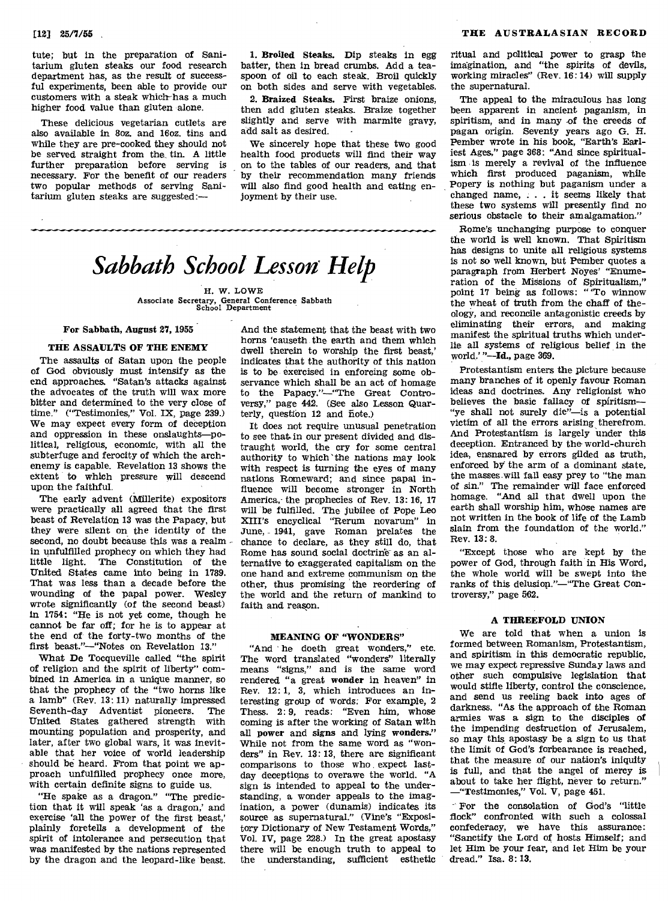tute; but in the preparation of Sanitarium gluten steaks our food research department has, as the result of successful experiments, been able to provide our customers with a steak which has a much higher food value than gluten alone.

These delicious vegetarian cutlets are also available in 8oz. and 16oz. tins and while they are pre-cooked they should not be served straight from the tin. A little further preparation before serving is necessary. For the benefit of our readers two popular methods of serving Sanitarium gluten steaks are suggested:—

1. **Broiled Steaks.** Dip steaks in egg batter, then in bread crumbs. Add a teaspoon of oil to each steak. Broil quickly on both sides and serve with vegetables.

2. **Braized Steaks.** First braize onions, then add gluten steaks. Braize together slightly and serve with marmite gravy, add salt as desired.

We sincerely hope that these two good health food products will find their way on to the tables of our readers, and that by their recommendation many friends will also find good health and eating enjoyment by their use.

# *Sabbath School Lesson Help*

H. W. LOWE
Associate Secretary, General Conference Sabbath School Department

**For Sabbath, August 27, 1955**

### THE ASSAULTS OF THE ENEMY

The assaults of Satan upon the people of God obviously must intensify as the end approaches. "Satan's attacks against the advocates of the truth will wax more bitter and determined to the very close of time." ("Testimonies," Vol. IX, page 239.) We may expect every form of deception and oppression in these onslaughts—political, religious, economic, with all the subterfuge and ferocity of which the arch-enemy is capable. Revelation 13 shows the extent to which pressure will descend upon the faithful.

The early advent (Millerite) expositors were practically all agreed that the first beast of Revelation 13 was the Papacy, but they were silent on the identity of the second, no doubt because this was a realm in unfulfilled prophecy on which they had little light. The Constitution of the United States came into being in 1789. That was less than a decade before the wounding of the papal power. Wesley wrote significantly (of the second beast) in 1754: "He is not yet come, though he cannot be far off; for he is to appear at the end of the forty-two months of the first beast."—"Notes on Revelation 13."

What De Tocqueville called "the spirit of religion and the spirit of liberty" combined in America in a unique manner, so that the prophecy of the "two horns like a lamb" (Rev. 13: 11) naturally impressed Seventh-day Adventist pioneers. The United States gathered strength with mounting population and prosperity, and later, after two global wars, it was inevitable that her voice of world leadership should be heard. From that point we approach unfulfilled prophecy once more, with certain definite signs to guide us.

"He spake as a dragon." "The prediction that it will speak 'as a dragon,' and exercise 'all the power of the first beast,' plainly foretells a development of the spirit of intolerance and persecution that was manifested by the nations represented by the dragon and the leopard-like beast. And the statement that the beast with two horns 'causeth the earth and them which dwell therein to worship the first beast,' indicates that the authority of this nation is to be exercised in enforcing some observance which shall be an act of homage to the Papacy."—"The Great Controversy," page 442. (See also Lesson Quarterly, question 12 and note.)

It does not require unusual penetration to see that in our present divided and distraught world, the cry for some central authority to which the nations may look with respect is turning the eyes of many nations Romeward; and since papal influence will become stronger in North America, the prophecies of Rev. 13: 16, 17 will be fulfilled. The jubilee of Pope Leo XIII's encyclical "Rerum novarum" in June, 1941, gave Roman prelates the chance to declare, as they still do, that Rome has sound social doctrine as an alternative to exaggerated capitalism on the one hand and extreme communism on the other, thus promising the reordering of the world and the return of mankind to faith and reason.

### MEANING OF "WONDERS"

"And he doeth great wonders," etc. The word translated "wonders" literally means "signs," and is the same word rendered "a great **wonder** in heaven" in Rev. 12: 1, 3, which introduces an interesting group of words: For example, 2 Thess. 2: 9, reads: "Even him, whose coming is after the working of Satan with all **power** and **signs** and lying **wonders**." While not from the same word as "wonders" in Rev. 13: 13, there are significant comparisons to those who expect last-day deceptions to overawe the world. "A sign is intended to appeal to the understanding, a wonder appeals to the imagination, a power (dunamis) indicates its source as supernatural." (Vine's "Expository Dictionary of New Testament Words," Vol. IV, page 228.) In the great apostasy there will be enough truth to appeal to the understanding, sufficient esthetic ritual and political power to grasp the imagination, and "the spirits of devils, working miracles" (Rev. 16: 14) will supply the supernatural.

The appeal to the miraculous has long been apparent in ancient paganism, in spiritism, and in many of the creeds of pagan origin. Seventy years ago G. H. Pember wrote in his book, "Earth's Earliest Ages," page 368: "And since spiritualism is merely a revival of the influence which first produced paganism, while Popery is nothing but paganism under a changed name, . . . it seems likely that these two systems will presently find no serious obstacle to their amalgamation."

Rome's unchanging purpose to conquer the world is well known. That Spiritism has designs to unite all religious systems is not so well known, but Pember quotes a paragraph from Herbert Noyes' "Enumeration of the Missions of Spiritualism," point 17 being as follows: "'To winnow the wheat of truth from the chaff of theology, and reconcile antagonistic creeds by eliminating their errors, and making manifest the spiritual truths which underlie all systems of religious belief in the world.'"—**Id.**, page 369.

Protestantism enters the picture because many branches of it openly favour Roman ideas and doctrines. Any religionist who believes the basic fallacy of spiritism—"ye shall not surely die"—is a potential victim of all the errors arising therefrom. And Protestantism is largely under this deception. Entranced by the world-church idea, ensnared by errors gilded as truth, enforced by the arm of a dominant state, the masses will fall easy prey to "the man of sin." The remainder will face enforced homage. "And all that dwell upon the earth shall worship him, whose names are not written in the book of life of the Lamb slain from the foundation of the world." Rev. 13: 8.

"Except those who are kept by the power of God, through faith in His Word, the whole world will be swept into the ranks of this delusion."—"The Great Controversy," page 562.

### A THREEFOLD UNION

We are told that when a union is formed between Romanism, Protestantism, and spiritism in this democratic republic, we may expect repressive Sunday laws and other such compulsive legislation that would stifle liberty, control the conscience, and send us reeling back into ages of darkness. "As the approach of the Roman armies was a sign to the disciples of the impending destruction of Jerusalem, so may this apostasy be a sign to us that the limit of God's forbearance is reached, that the measure of our nation's iniquity is full, and that the angel of mercy is about to take her flight, never to return."—"Testimonies," Vol. V, page 451.

For the consolation of God's "little flock" confronted with such a colossal confederacy, we have this assurance: "Sanctify the Lord of hosts Himself; and let Him be your fear, and let Him be your dread." Isa. 8: 13.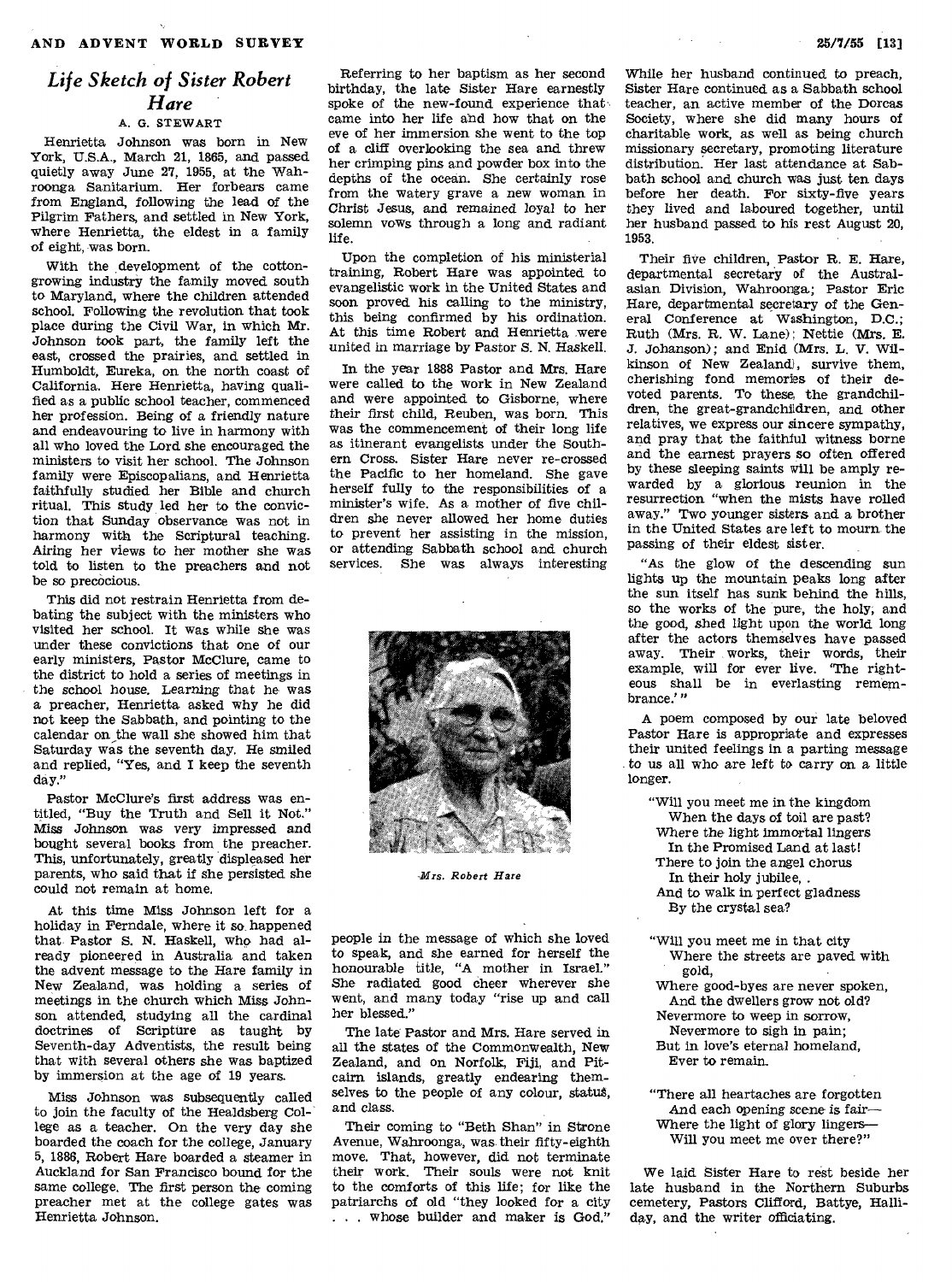## *Life Sketch of Sister Robert Hare*

A. G. STEWART

Henrietta Johnson was born in New York, U.S.A., March 21, 1865, and passed quietly away June 27, 1955, at the Wahroonga Sanitarium. Her forbears came from England, following the lead of the Pilgrim Fathers, and settled in New York, where Henrietta, the eldest in a family of eight, was born.

With the development of the cotton-growing industry the family moved south to Maryland, where the children attended school. Following the revolution that took place during the Civil War, in which Mr. Johnson took part, the family left the east, crossed the prairies, and settled in Humboldt, Eureka, on the north coast of California. Here Henrietta, having qualified as a public school teacher, commenced her profession. Being of a friendly nature and endeavouring to live in harmony with all who loved the Lord she encouraged the ministers to visit her school. The Johnson family were Episcopalians, and Henrietta faithfully studied her Bible and church ritual. This study led her to the conviction that Sunday observance was not in harmony with the Scriptural teaching. Airing her views to her mother she was told to listen to the preachers and not be so precocious.

This did not restrain Henrietta from debating the subject with the ministers who visited her school. It was while she was under these convictions that one of our early ministers, Pastor McClure, came to the district to hold a series of meetings in the school house. Learning that he was a preacher, Henrietta asked why he did not keep the Sabbath, and pointing to the calendar on the wall she showed him that Saturday was the seventh day. He smiled and replied, "Yes, and I keep the seventh day."

Pastor McClure's first address was entitled, "Buy the Truth and Sell it Not." Miss Johnson was very impressed and bought several books from the preacher. This, unfortunately, greatly displeased her parents, who said that if she persisted she could not remain at home.

At this time Miss Johnson left for a holiday in Ferndale, where it so happened that Pastor S. N. Haskell, who had already pioneered in Australia and taken the advent message to the Hare family in New Zealand, was holding a series of meetings in the church which Miss Johnson attended, studying all the cardinal doctrines of Scripture as taught by Seventh-day Adventists, the result being that with several others she was baptized by immersion at the age of 19 years.

Miss Johnson was subsequently called to join the faculty of the Healdsberg College as a teacher. On the very day she boarded the coach for the college, January 5, 1886, Robert Hare boarded a steamer in Auckland for San Francisco bound for the same college. The first person the coming preacher met at the college gates was Henrietta Johnson.

Referring to her baptism as her second birthday, the late Sister Hare earnestly spoke of the new-found experience that came into her life and how that on the eve of her immersion she went to the top of a cliff overlooking the sea and threw her crimping pins and powder box into the depths of the ocean. She certainly rose from the watery grave a new woman in Christ Jesus, and remained loyal to her solemn vows through a long and radiant life.

Upon the completion of his ministerial training, Robert Hare was appointed to evangelistic work in the United States and soon proved his calling to the ministry, this being confirmed by his ordination. At this time Robert and Henrietta were united in marriage by Pastor S. N. Haskell.

In the year 1888 Pastor and Mrs. Hare were called to the work in New Zealand and were appointed to Gisborne, where their first child, Reuben, was born. This was the commencement of their long life as itinerant evangelists under the Southern Cross. Sister Hare never re-crossed the Pacific to her homeland. She gave herself fully to the responsibilities of a minister's wife. As a mother of five children she never allowed her home duties to prevent her assisting in the mission, or attending Sabbath school and church services. She was always interesting people in the message of which she loved to speak, and she earned for herself the honourable title, "A mother in Israel." She radiated good cheer wherever she went, and many today "rise up and call her blessed."

*Mrs. Robert Hare*

The late Pastor and Mrs. Hare served in all the states of the Commonwealth, New Zealand, and on Norfolk, Fiji, and Pitcairn islands, greatly endearing themselves to the people of any colour, status, and class.

Their coming to "Beth Shan" in Strone Avenue, Wahroonga, was their fifty-eighth move. That, however, did not terminate their work. Their souls were not knit to the comforts of this life; for like the patriarchs of old "they looked for a city . . . whose builder and maker is God." While her husband continued to preach, Sister Hare continued as a Sabbath school teacher, an active member of the Dorcas Society, where she did many hours of charitable work, as well as being church missionary secretary, promoting literature distribution. Her last attendance at Sabbath school and church was just ten days before her death. For sixty-five years they lived and laboured together, until her husband passed to his rest August 20, 1953.

Their five children, Pastor R. E. Hare, departmental secretary of the Australasian Division, Wahroonga; Pastor Eric Hare, departmental secretary of the General Conference at Washington, D.C.; Ruth (Mrs. R. W. Lane); Nettie (Mrs. E. J. Johanson); and Enid (Mrs. L. V. Wilkinson of New Zealand), survive them, cherishing fond memories of their devoted parents. To these, the grandchildren, the great-grandchildren, and other relatives, we express our sincere sympathy, and pray that the faithful witness borne and the earnest prayers so often offered by these sleeping saints will be amply rewarded by a glorious reunion in the resurrection "when the mists have rolled away." Two younger sisters and a brother in the United States are left to mourn the passing of their eldest sister.

"As the glow of the descending sun lights up the mountain peaks long after the sun itself has sunk behind the hills, so the works of the pure, the holy, and the good, shed light upon the world long after the actors themselves have passed away. Their works, their words, their example, will for ever live. 'The righteous shall be in everlasting remembrance.'"

A poem composed by our late beloved Pastor Hare is appropriate and expresses their united feelings in a parting message to us all who are left to carry on a little longer.

"Will you meet me in the kingdom
When the days of toil are past?
Where the light immortal lingers
In the Promised Land at last!
There to join the angel chorus
In their holy jubilee,
And to walk in perfect gladness
By the crystal sea?

"Will you meet me in that city
Where the streets are paved with gold,
Where good-byes are never spoken,
And the dwellers grow not old?
Nevermore to weep in sorrow,
Nevermore to sigh in pain;
But in love's eternal homeland,
Ever to remain.

"There all heartaches are forgotten
And each opening scene is fair—
Where the light of glory lingers—
Will you meet me over there?"

We laid Sister Hare to rest beside her late husband in the Northern Suburbs cemetery, Pastors Clifford, Battye, Halliday, and the writer officiating.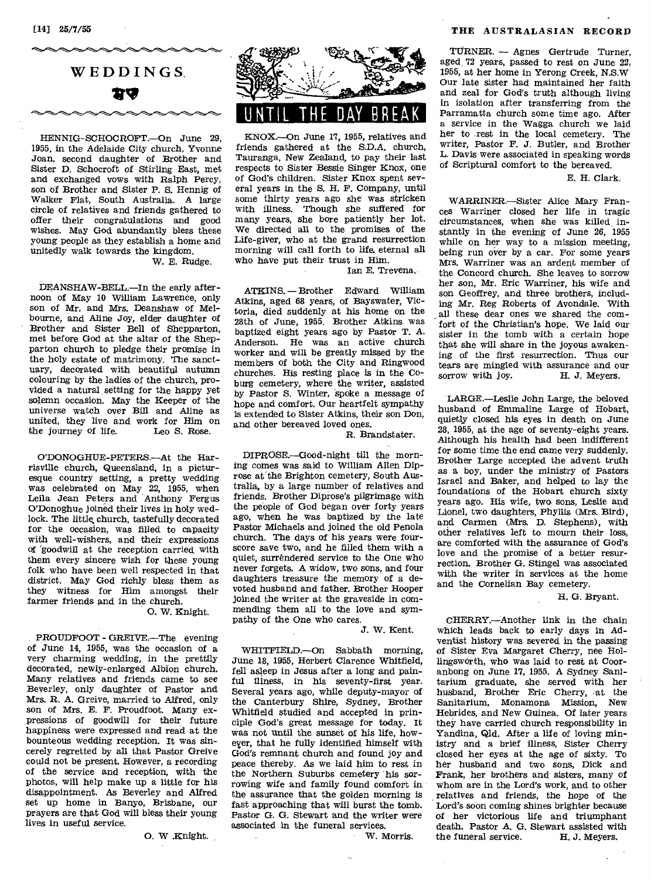## WEDDINGS

HENNIG-SCHOCROFT.—On June 29, 1955, in the Adelaide City church, Yvonne Joan, second daughter of Brother and Sister D. Schocroft of Stirling East, met and exchanged vows with Ralph Percy, son of Brother and Sister P. S. Hennig of Walker Flat, South Australia. A large circle of relatives and friends gathered to offer their congratulations and good wishes. May God abundantly bless these young people as they establish a home and unitedly walk towards the kingdom.

W. E. Rudge.

DEANSHAW-BELL.—In the early afternoon of May 10 William Lawrence, only son of Mr. and Mrs. Deanshaw of Melbourne, and Aline Joy, elder daughter of Brother and Sister Bell of Shepparton, met before God at the altar of the Shepparton church to pledge their promise in the holy estate of matrimony. The sanctuary, decorated with beautiful autumn colouring by the ladies of the church, provided a natural setting for the happy yet solemn occasion. May the Keeper of the universe watch over Bill and Aline as united, they live and work for Him on the journey of life.

Leo S. Rose.

O'DONOGHUE-PETERS.—At the Harrisville church, Queensland, in a picturesque country setting, a pretty wedding was celebrated on May 22, 1955, when Leila Jean Peters and Anthony Fergus O'Donoghue joined their lives in holy wedlock. The little church, tastefully decorated for the occasion, was filled to capacity with well-wishers, and their expressions of goodwill at the reception carried with them every sincere wish for these young folk who have been well respected in that district. May God richly bless them as they witness for Him amongst their farmer friends and in the church.

O. W. Knight.

PROUDFOOT - GREIVE.—The evening of June 14, 1955, was the occasion of a very charming wedding, in the prettily decorated, newly-enlarged Albion church. Many relatives and friends came to see Beverley, only daughter of Pastor and Mrs. R. A. Greive, married to Alfred, only son of Mrs. E. F. Proudfoot. Many expressions of goodwill for their future happiness were expressed and read at the bounteous wedding reception. It was sincerely regretted by all that Pastor Greive could not be present. However, a recording of the service and reception, with the photos, will help make up a little for his disappointment. As Beverley and Alfred set up home in Banyo, Brisbane, our prayers are that God will bless their young lives in useful service.

O. W. Knight.

## UNTIL THE DAY BREAK

KNOX.—On June 17, 1955, relatives and friends gathered at the S.D.A. church, Tauranga, New Zealand, to pay their last respects to Sister Bessie Singer Knox, one of God's children. Sister Knox spent several years in the S. H. F. Company, until some thirty years ago she was stricken with illness. Though she suffered for many years, she bore patiently her lot. We directed all to the promises of the Life-giver, who at the grand resurrection morning will call forth to life eternal all who have put their trust in Him.

Ian E. Trevena.

ATKINS. — Brother Edward William Atkins, aged 68 years, of Bayswater, Victoria, died suddenly at his home on the 28th of June, 1955. Brother Atkins was baptized eight years ago by Pastor T. A. Anderson. He was an active church worker and will be greatly missed by the members of both the City and Ringwood churches. His resting place is in the Coburg cemetery, where the writer, assisted by Pastor S. Winter, spoke a message of hope and comfort. Our heartfelt sympathy is extended to Sister Atkins, their son Don, and other bereaved loved ones.

R. Brandstater.

DIPROSE.—Good-night till the morning comes was said to William Allen Diprose at the Brighton cemetery, South Australia, by a large number of relatives and friends. Brother Diprose's pilgrimage with the people of God began over forty years ago, when he was baptized by the late Pastor Michaels and joined the old Penola church. The days of his years were fourscore save two, and he filled them with a quiet, surrendered service to the One who never forgets. A widow, two sons, and four daughters treasure the memory of a devoted husband and father. Brother Hooper joined the writer at the graveside in commending them all to the love and sympathy of the One who cares.

J. W. Kent.

WHITFIELD.—On Sabbath morning, June 18, 1955, Herbert Clarence Whitfield, fell asleep in Jesus after a long and painful illness, in his seventy-first year. Several years ago, while deputy-mayor of the Canterbury Shire, Sydney, Brother Whitfield studied and accepted in principle God's great message for today. It was not until the sunset of his life, however, that he fully identified himself with God's remnant church and found joy and peace thereby. As we laid him to rest in the Northern Suburbs cemetery his sorrowing wife and family found comfort in the assurance that the golden morning is fast approaching that will burst the tomb. Pastor G. G. Stewart and the writer were associated in the funeral services.

W. Morris.

TURNER. — Agnes Gertrude Turner, aged 72 years, passed to rest on June 22, 1955, at her home in Yerong Creek, N.S.W. Our late sister had maintained her faith and zeal for God's truth although living in isolation after transferring from the Parramatta church some time ago. After a service in the Wagga church we laid her to rest in the local cemetery. The writer, Pastor F. J. Butler, and Brother L. Davis were associated in speaking words of Scriptural comfort to the bereaved.

E. H. Clark.

WARRINER.—Sister Alice Mary Frances Warriner closed her life in tragic circumstances, when she was killed instantly in the evening of June 26, 1955 while on her way to a mission meeting, being run over by a car. For some years Mrs. Warriner was an ardent member of the Concord church. She leaves to sorrow her son, Mr. Eric Warriner, his wife and son Geoffrey, and three brothers, including Mr. Reg Roberts of Avondale. With all these dear ones we shared the comfort of the Christian's hope. We laid our sister in the tomb with a certain hope that she will share in the joyous awakening of the first resurrection. Thus our tears are mingled with assurance and our sorrow with joy.

H. J. Meyers.

LARGE.—Leslie John Large, the beloved husband of Emmaline Large of Hobart, quietly closed his eyes in death on June 28, 1955, at the age of seventy-eight years. Although his health had been indifferent for some time the end came very suddenly. Brother Large accepted the advent truth as a boy, under the ministry of Pastors Israel and Baker, and helped to lay the foundations of the Hobart church sixty years ago. His wife, two sons, Leslie and Lionel, two daughters, Phyllis (Mrs. Bird), and Carmen (Mrs. D. Stephens), with other relatives left to mourn their loss, are comforted with the assurance of God's love and the promise of a better resurrection. Brother G. Stingel was associated with the writer in services at the home and the Cornelian Bay cemetery.

H. G. Bryant.

CHERRY.—Another link in the chain which leads back to early days in Adventist history was severed in the passing of Sister Eva Margaret Cherry, nee Hollingsworth, who was laid to rest at Cooranbong on June 17, 1955. A Sydney Sanitarium graduate, she served with her husband, Brother Eric Cherry, at the Sanitarium, Monamona Mission, New Hebrides, and New Guinea. Of later years they have carried church responsibility in Yandina, Qld. After a life of loving ministry and a brief illness, Sister Cherry closed her eyes at the age of sixty. To her husband and two sons, Dick and Frank, her brothers and sisters, many of whom are in the Lord's work, and to other relatives and friends, the hope of the Lord's soon coming shines brighter because of her victorious life and triumphant death. Pastor A. G. Stewart assisted with the funeral service.

H. J. Meyers.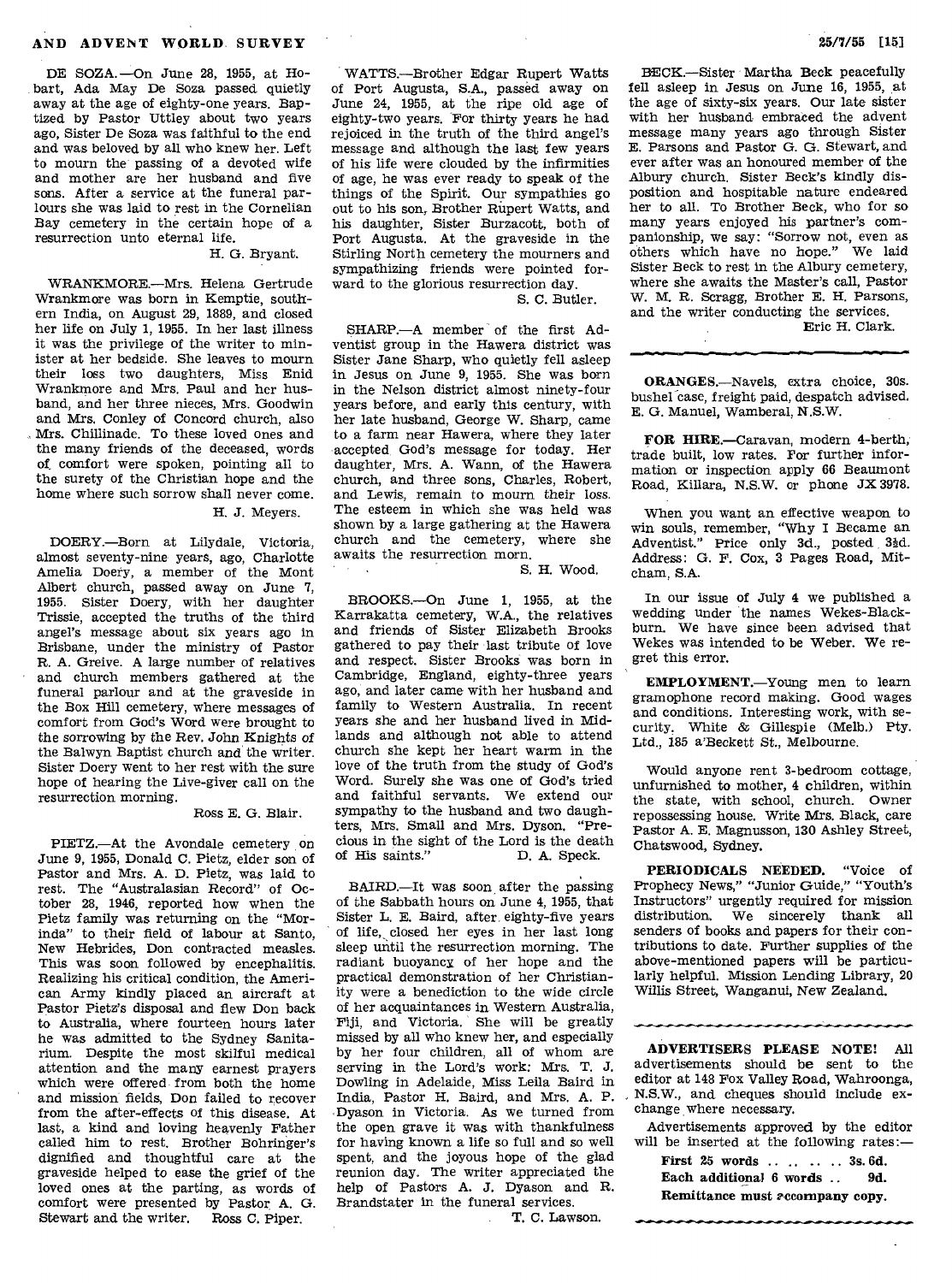DE SOZA.—On June 28, 1955, at Hobart, Ada May De Soza passed quietly away at the age of eighty-one years. Baptized by Pastor Uttley about two years ago, Sister De Soza was faithful to the end and was beloved by all who knew her. Left to mourn the passing of a devoted wife and mother are her husband and five sons. After a service at the funeral parlours she was laid to rest in the Cornelian Bay cemetery in the certain hope of a resurrection unto eternal life.

H. G. Bryant.

WRANKMORE.—Mrs. Helena Gertrude Wrankmore was born in Kemptie, southern India, on August 29, 1889, and closed her life on July 1, 1955. In her last illness it was the privilege of the writer to minister at her bedside. She leaves to mourn their loss two daughters, Miss Enid Wrankmore and Mrs. Paul and her husband, and her three nieces, Mrs. Goodwin and Mrs. Conley of Concord church, also Mrs. Chillinade. To these loved ones and the many friends of the deceased, words of comfort were spoken, pointing all to the surety of the Christian hope and the home where such sorrow shall never come.

H. J. Meyers.

DOERY.—Born at Lilydale, Victoria, almost seventy-nine years, ago, Charlotte Amelia Doery, a member of the Mont Albert church, passed away on June 7, 1955. Sister Doery, with her daughter Trissie, accepted the truths of the third angel's message about six years ago in Brisbane, under the ministry of Pastor R. A. Greive. A large number of relatives and church members gathered at the funeral parlour and at the graveside in the Box Hill cemetery, where messages of comfort from God's Word were brought to the sorrowing by the Rev. John Knights of the Balwyn Baptist church and the writer. Sister Doery went to her rest with the sure hope of hearing the Live-giver call on the resurrection morning.

Ross E. G. Blair.

PIETZ.—At the Avondale cemetery on June 9, 1955, Donald C. Pietz, elder son of Pastor and Mrs. A. D. Pietz, was laid to rest. The "Australasian Record" of October 28, 1946, reported how when the Pietz family was returning on the "Morinda" to their field of labour at Santo, New Hebrides, Don contracted measles. This was soon followed by encephalitis. Realizing his critical condition, the American Army kindly placed an aircraft at Pastor Pietz's disposal and flew Don back to Australia, where fourteen hours later he was admitted to the Sydney Sanitarium. Despite the most skilful medical attention and the many earnest prayers which were offered from both the home and mission fields, Don failed to recover from the after-effects of this disease. At last, a kind and loving heavenly Father called him to rest. Brother Bohringer's dignified and thoughtful care at the graveside helped to ease the grief of the loved ones at the parting, as words of comfort were presented by Pastor A. G. Stewart and the writer.

Ross C. Piper.

WATTS.—Brother Edgar Rupert Watts of Port Augusta, S.A., passed away on June 24, 1955, at the ripe old age of eighty-two years. For thirty years he had rejoiced in the truth of the third angel's message and although the last few years of his life were clouded by the infirmities of age, he was ever ready to speak of the things of the Spirit. Our sympathies go out to his son, Brother Rupert Watts, and his daughter, Sister Burzacott, both of Port Augusta. At the graveside in the Stirling North cemetery the mourners and sympathizing friends were pointed forward to the glorious resurrection day.

S. C. Butler.

SHARP.—A member of the first Adventist group in the Hawera district was Sister Jane Sharp, who quietly fell asleep in Jesus on June 9, 1955. She was born in the Nelson district almost ninety-four years before, and early this century, with her late husband, George W. Sharp, came to a farm near Hawera, where they later accepted God's message for today. Her daughter, Mrs. A. Wann, of the Hawera church, and three sons, Charles, Robert, and Lewis, remain to mourn their loss. The esteem in which she was held was shown by a large gathering at the Hawera church and the cemetery, where she awaits the resurrection morn.

S. H. Wood.

BROOKS.—On June 1, 1955, at the Karrakatta cemetery, W.A., the relatives and friends of Sister Elizabeth Brooks gathered to pay their last tribute of love and respect. Sister Brooks was born in Cambridge, England, eighty-three years ago, and later came with her husband and family to Western Australia. In recent years she and her husband lived in Midlands and although not able to attend church she kept her heart warm in the love of the truth from the study of God's Word. Surely she was one of God's tried and faithful servants. We extend our sympathy to the husband and two daughters, Mrs. Small and Mrs. Dyson. "Precious in the sight of the Lord is the death of His saints."

D. A. Speck.

BAIRD.—It was soon after the passing of the Sabbath hours on June 4, 1955, that Sister L. E. Baird, after eighty-five years of life, closed her eyes in her last long sleep until the resurrection morning. The radiant buoyancy of her hope and the practical demonstration of her Christianity were a benediction to the wide circle of her acquaintances in Western Australia, Fiji, and Victoria. She will be greatly missed by all who knew her, and especially by her four children, all of whom are serving in the Lord's work: Mrs. T. J. Dowling in Adelaide, Miss Leila Baird in India, Pastor H. Baird, and Mrs. A. P. Dyason in Victoria. As we turned from the open grave it was with thankfulness for having known a life so full and so well spent, and the joyous hope of the glad reunion day. The writer appreciated the help of Pastors A. J. Dyason and R. Brandstater in the funeral services.

T. C. Lawson.

BECK.—Sister Martha Beck peacefully fell asleep in Jesus on June 16, 1955, at the age of sixty-six years. Our late sister with her husband embraced the advent message many years ago through Sister E. Parsons and Pastor G. G. Stewart, and ever after was an honoured member of the Albury church. Sister Beck's kindly disposition and hospitable nature endeared her to all. To Brother Beck, who for so many years enjoyed his partner's companionship, we say: "Sorrow not, even as others which have no hope." We laid Sister Beck to rest in the Albury cemetery, where she awaits the Master's call, Pastor W. M. R. Scragg, Brother E. H. Parsons, and the writer conducting the services.

Eric H. Clark.

---

**ORANGES.**—Navels, extra choice, 30s. bushel case, freight paid, despatch advised. E. G. Manuel, Wamberal, N.S.W.

**FOR HIRE.**—Caravan, modern 4-berth, trade built, low rates. For further information or inspection apply 66 Beaumont Road, Killara, N.S.W. or phone JX 3978.

When you want an effective weapon to win souls, remember, "Why I Became an Adventist." Price only 3d., posted 3½d. Address: G. F. Cox, 3 Pages Road, Mitcham, S.A.

In our issue of July 4 we published a wedding under the names Wekes-Blackburn. We have since been advised that Wekes was intended to be Weber. We regret this error.

**EMPLOYMENT.**—Young men to learn gramophone record making. Good wages and conditions. Interesting work, with security. White & Gillespie (Melb.) Pty. Ltd., 185 a'Beckett St., Melbourne.

Would anyone rent 3-bedroom cottage, unfurnished to mother, 4 children, within the state, with school, church. Owner repossessing house. Write Mrs. Black, care Pastor A. E. Magnusson, 130 Ashley Street, Chatswood, Sydney.

**PERIODICALS NEEDED.** "Voice of Prophecy News," "Junior Guide," "Youth's Instructors" urgently required for mission distribution. We sincerely thank all senders of books and papers for their contributions to date. Further supplies of the above-mentioned papers will be particularly helpful. Mission Lending Library, 20 Willis Street, Wanganui, New Zealand.

---

**ADVERTISERS PLEASE NOTE!** All advertisements should be sent to the editor at 148 Fox Valley Road, Wahroonga, N.S.W., and cheques should include exchange where necessary.

Advertisements approved by the editor will be inserted at the following rates:—

**First 25 words . . . . . . 3s. 6d.**
**Each additional 6 words . . 9d.**
**Remittance must accompany copy.**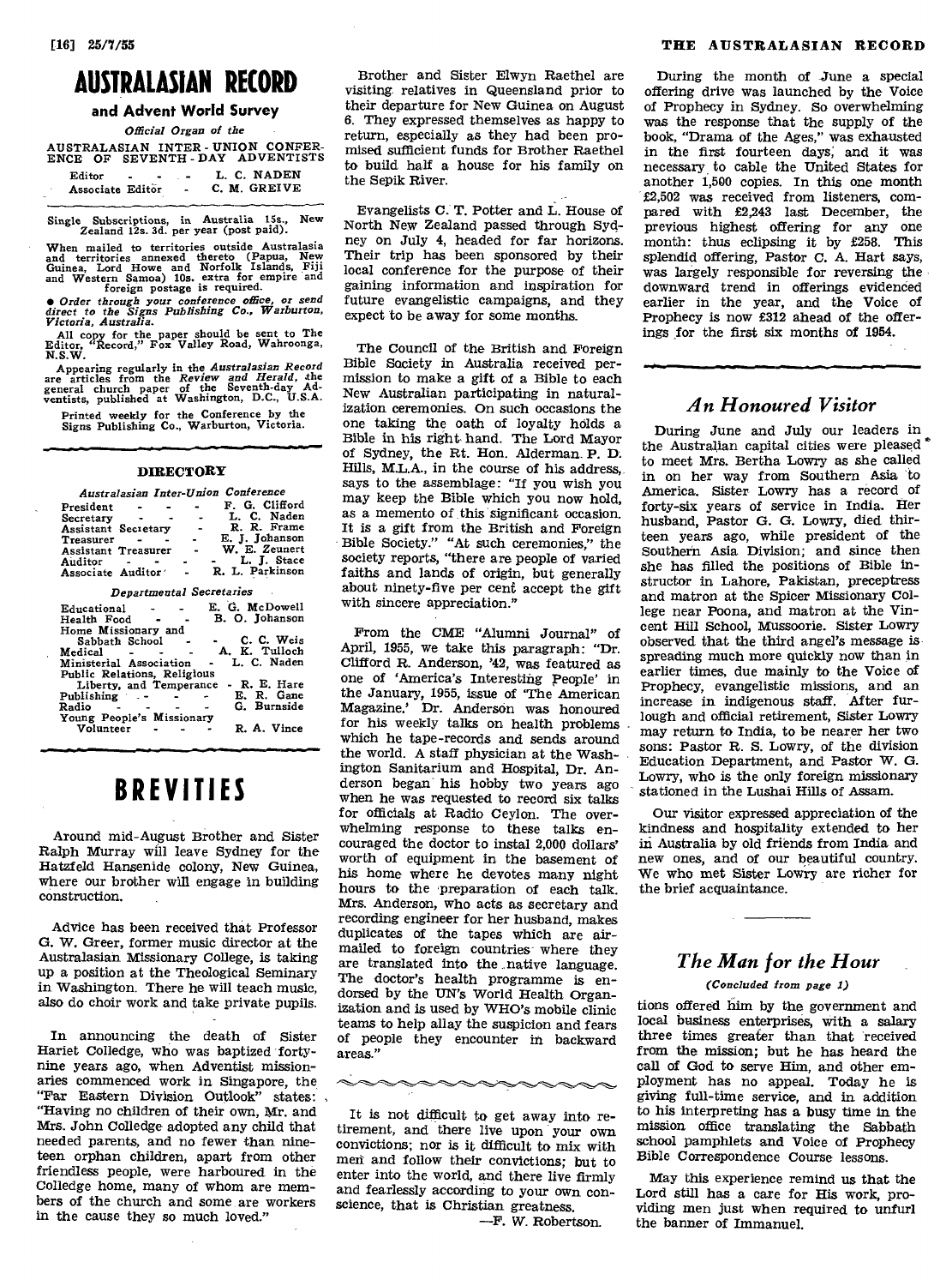# AUSTRALASIAN RECORD

## and Advent World Survey

*Official Organ of the*

AUSTRALASIAN INTER-UNION CONFERENCE OF SEVENTH-DAY ADVENTISTS

Editor - - - L. C. NADEN
Associate Editor - C. M. GREIVE

Single Subscriptions, in Australia 15s., New Zealand 12s. 3d. per year (post paid).

When mailed to territories outside Australasia and territories annexed thereto (Papua, New Guinea, Lord Howe and Norfolk Islands, Fiji and Western Samoa) 10s. extra for empire and foreign postage is required.

● *Order through your conference office, or send direct to the Signs Publishing Co., Warburton, Victoria, Australia.*

All copy for the paper should be sent to The Editor, "Record," Fox Valley Road, Wahroonga, N.S.W.

Appearing regularly in the *Australasian Record* are articles from the *Review and Herald*, the general church paper of the Seventh-day Adventists, published at Washington, D.C., U.S.A.

Printed weekly for the Conference by the Signs Publishing Co., Warburton, Victoria.

### DIRECTORY

*Australasian Inter-Union Conference*

| | |
|---|---|
| President | F. G. Clifford |
| Secretary | L. C. Naden |
| Assistant Secretary | R. R. Frame |
| Treasurer | E. J. Johanson |
| Assistant Treasurer | W. E. Zeunert |
| Auditor | L. J. Stace |
| Associate Auditor | R. L. Parkinson |

*Departmental Secretaries*

| | |
|---|---|
| Educational | E. G. McDowell |
| Health Food | B. O. Johanson |
| Home Missionary and Sabbath School | C. C. Weis |
| Medical | A. K. Tulloch |
| Ministerial Association | L. C. Naden |
| Public Relations, Religious Liberty, and Temperance | R. E. Hare |
| Publishing | E. R. Gane |
| Radio | G. Burnside |
| Young People's Missionary Volunteer | R. A. Vince |

# BREVITIES

Around mid-August Brother and Sister Ralph Murray will leave Sydney for the Hatzfeld Hansenide colony, New Guinea, where our brother will engage in building construction.

Advice has been received that Professor G. W. Greer, former music director at the Australasian Missionary College, is taking up a position at the Theological Seminary in Washington. There he will teach music, also do choir work and take private pupils.

In announcing the death of Sister Hariet Colledge, who was baptized forty-nine years ago, when Adventist missionaries commenced work in Singapore, the "Far Eastern Division Outlook" states: "Having no children of their own, Mr. and Mrs. John Colledge adopted any child that needed parents, and no fewer than nineteen orphan children, apart from other friendless people, were harboured in the Colledge home, many of whom are members of the church and some are workers in the cause they so much loved."

Brother and Sister Elwyn Raethel are visiting relatives in Queensland prior to their departure for New Guinea on August 6. They expressed themselves as happy to return, especially as they had been promised sufficient funds for Brother Raethel to build half a house for his family on the Sepik River.

Evangelists C. T. Potter and L. House of North New Zealand passed through Sydney on July 4, headed for far horizons. Their trip has been sponsored by their local conference for the purpose of their gaining information and inspiration for future evangelistic campaigns, and they expect to be away for some months.

The Council of the British and Foreign Bible Society in Australia received permission to make a gift of a Bible to each New Australian participating in naturalization ceremonies. On such occasions the one taking the oath of loyalty holds a Bible in his right hand. The Lord Mayor of Sydney, the Rt. Hon. Alderman P. D. Hills, M.L.A., in the course of his address, says to the assemblage: "If you wish you may keep the Bible which you now hold, as a memento of this significant occasion. It is a gift from the British and Foreign Bible Society." "At such ceremonies," the society reports, "there are people of varied faiths and lands of origin, but generally about ninety-five per cent accept the gift with sincere appreciation."

From the CME "Alumni Journal" of April, 1955, we take this paragraph: "Dr. Clifford R. Anderson, '42, was featured as one of 'America's Interesting People' in the January, 1955, issue of 'The American Magazine.' Dr. Anderson was honoured for his weekly talks on health problems which he tape-records and sends around the world. A staff physician at the Washington Sanitarium and Hospital, Dr. Anderson began his hobby two years ago when he was requested to record six talks for officials at Radio Ceylon. The overwhelming response to these talks encouraged the doctor to instal 2,000 dollars' worth of equipment in the basement of his home where he devotes many night hours to the preparation of each talk. Mrs. Anderson, who acts as secretary and recording engineer for her husband, makes duplicates of the tapes which are airmailed to foreign countries where they are translated into the native language. The doctor's health programme is endorsed by the UN's World Health Organization and is used by WHO's mobile clinic teams to help allay the suspicion and fears of people they encounter in backward areas."

It is not difficult to get away into retirement, and there live upon your own convictions; nor is it difficult to mix with men and follow their convictions; but to enter into the world, and there live firmly and fearlessly according to your own conscience, that is Christian greatness.

—F. W. Robertson.

During the month of June a special offering drive was launched by the Voice of Prophecy in Sydney. So overwhelming was the response that the supply of the book, "Drama of the Ages," was exhausted in the first fourteen days, and it was necessary to cable the United States for another 1,500 copies. In this one month £2,502 was received from listeners, compared with £2,243 last December, the previous highest offering for any one month: thus eclipsing it by £258. This splendid offering, Pastor C. A. Hart says, was largely responsible for reversing the downward trend in offerings evidenced earlier in the year, and the Voice of Prophecy is now £312 ahead of the offerings for the first six months of 1954.

## *An Honoured Visitor*

During June and July our leaders in the Australian capital cities were pleased to meet Mrs. Bertha Lowry as she called in on her way from Southern Asia to America. Sister Lowry has a record of forty-six years of service in India. Her husband, Pastor G. G. Lowry, died thirteen years ago, while president of the Southern Asia Division; and since then she has filled the positions of Bible instructor in Lahore, Pakistan, preceptress and matron at the Spicer Missionary College near Poona, and matron at the Vincent Hill School, Mussoorie. Sister Lowry observed that the third angel's message is spreading much more quickly now than in earlier times, due mainly to the Voice of Prophecy, evangelistic missions, and an increase in indigenous staff. After furlough and official retirement, Sister Lowry may return to India, to be nearer her two sons: Pastor R. S. Lowry, of the division Education Department, and Pastor W. G. Lowry, who is the only foreign missionary stationed in the Lushai Hills of Assam.

Our visitor expressed appreciation of the kindness and hospitality extended to her in Australia by old friends from India and new ones, and of our beautiful country. We who met Sister Lowry are richer for the brief acquaintance.

## *The Man for the Hour*

*(Concluded from page 1)*

tions offered him by the government and local business enterprises, with a salary three times greater than that received from the mission; but he has heard the call of God to serve Him, and other employment has no appeal. Today he is giving full-time service, and in addition to his interpreting has a busy time in the mission office translating the Sabbath school pamphlets and Voice of Prophecy Bible Correspondence Course lessons.

May this experience remind us that the Lord still has a care for His work, providing men just when required to unfurl the banner of Immanuel.